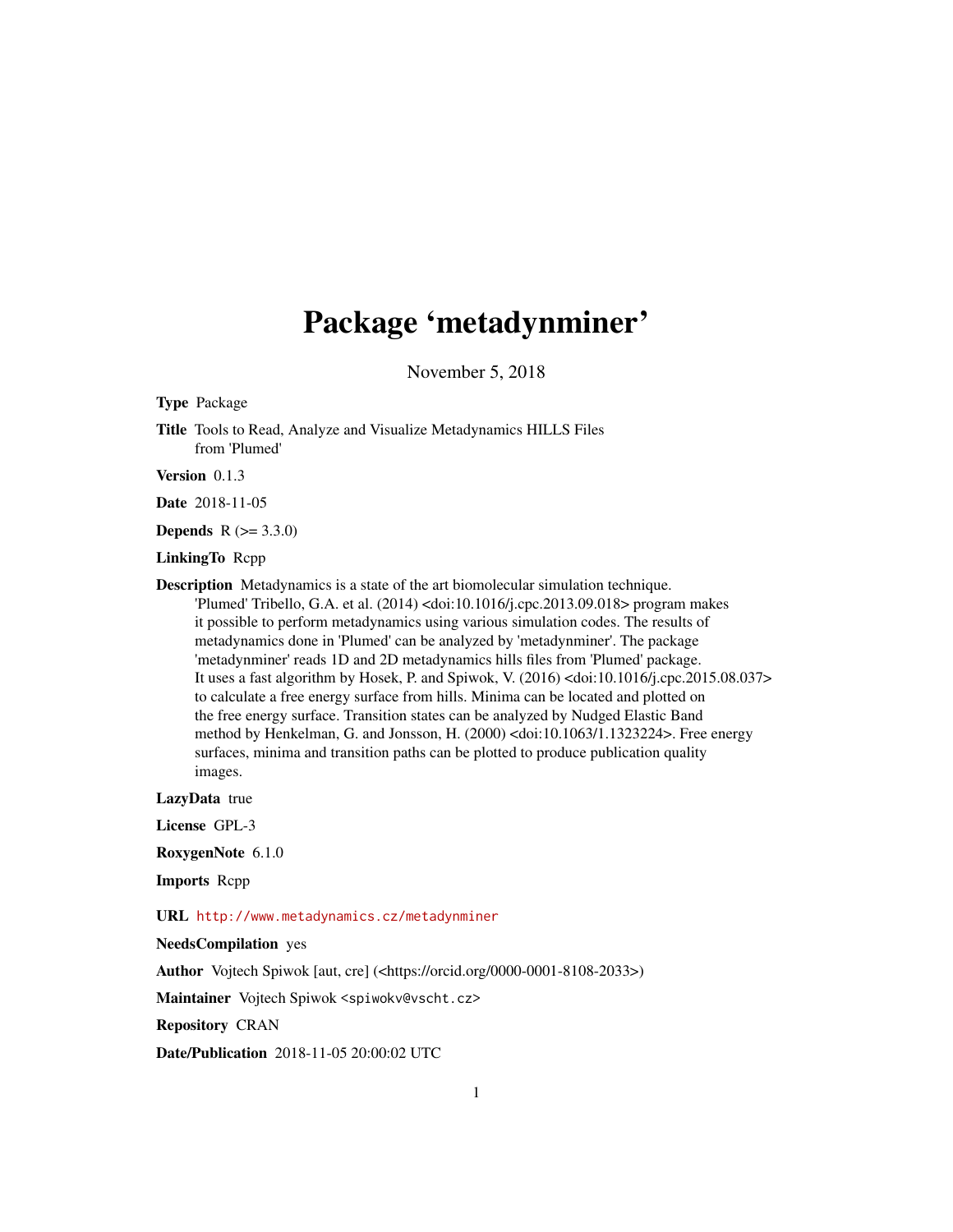# Package 'metadynminer'

November 5, 2018

**Type** Package

**Title** Tools to Read, Analyze and Visualize Metadynamics HILLS Files from 'Plumed'

**Version** 0.1.3

**Date** 2018-11-05

**Depends** R (>= 3.3.0)

**LinkingTo** Rcpp

**Description** Metadynamics is a state of the art biomolecular simulation technique. 'Plumed' Tribello, G.A. et al. (2014) <doi:10.1016/j.cpc.2013.09.018> program makes it possible to perform metadynamics using various simulation codes. The results of metadynamics done in 'Plumed' can be analyzed by 'metadynminer'. The package 'metadynminer' reads 1D and 2D metadynamics hills files from 'Plumed' package. It uses a fast algorithm by Hosek, P. and Spiwok, V. (2016) <doi:10.1016/j.cpc.2015.08.037> to calculate a free energy surface from hills. Minima can be located and plotted on the free energy surface. Transition states can be analyzed by Nudged Elastic Band method by Henkelman, G. and Jonsson, H. (2000) <doi:10.1063/1.1323224>. Free energy surfaces, minima and transition paths can be plotted to produce publication quality images.

**LazyData** true

**License** GPL-3

**RoxygenNote** 6.1.0

**Imports** Rcpp

**URL** http://www.metadynamics.cz/metadynminer

**NeedsCompilation** yes

**Author** Vojtech Spiwok [aut, cre] (<https://orcid.org/0000-0001-8108-2033>)

**Maintainer** Vojtech Spiwok <spiwokv@vscht.cz>

**Repository** CRAN

**Date/Publication** 2018-11-05 20:00:02 UTC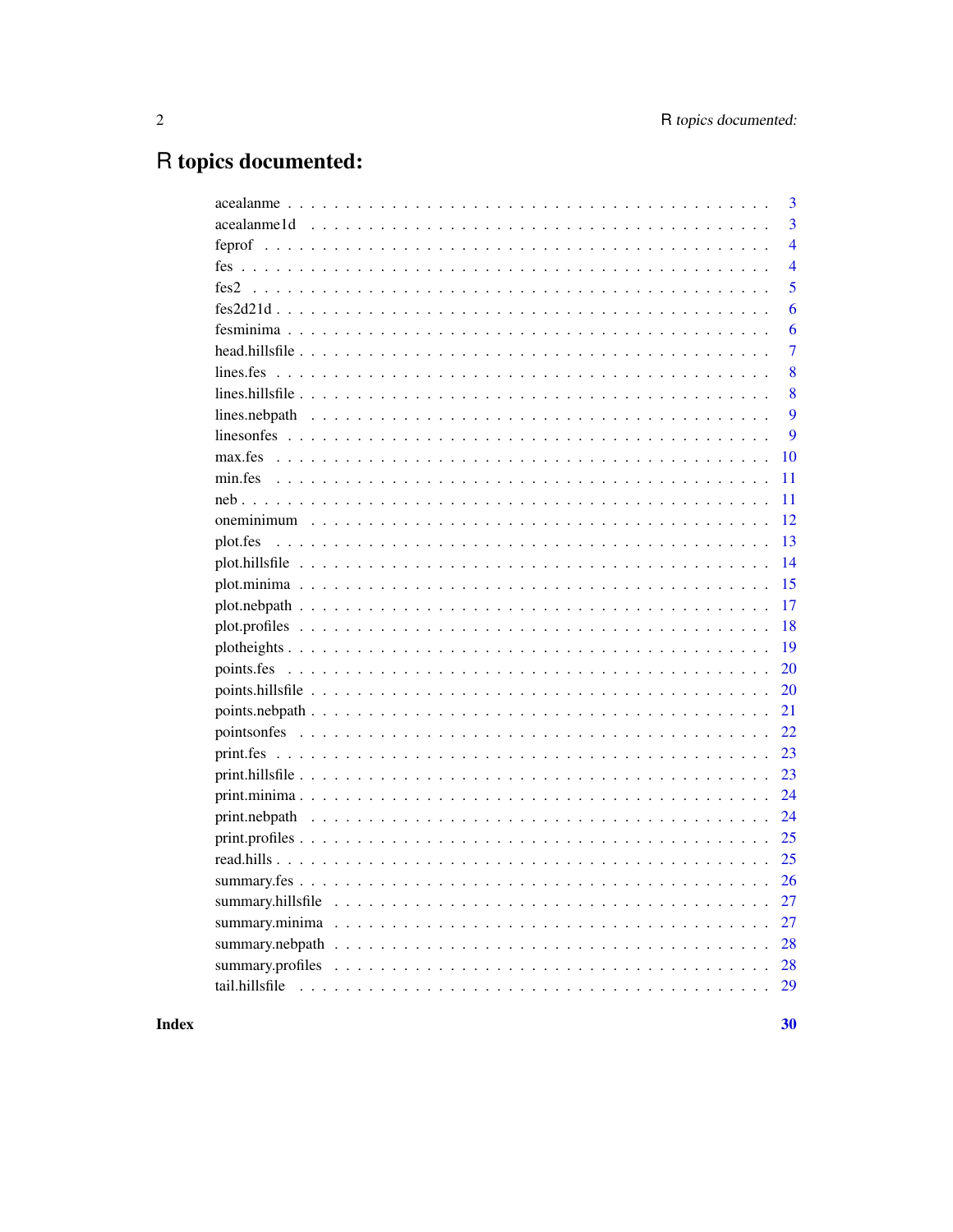# R topics documented:

acealanme . . . . . . . . . . . . . . . . . . . . . . . . . . . . . . . . . . . . . . . . 3
acealanme1d . . . . . . . . . . . . . . . . . . . . . . . . . . . . . . . . . . . . . . . 3
feprof . . . . . . . . . . . . . . . . . . . . . . . . . . . . . . . . . . . . . . . . . . 4
fes . . . . . . . . . . . . . . . . . . . . . . . . . . . . . . . . . . . . . . . . . . . . 4
fes2 . . . . . . . . . . . . . . . . . . . . . . . . . . . . . . . . . . . . . . . . . . . 5
fes2d21d . . . . . . . . . . . . . . . . . . . . . . . . . . . . . . . . . . . . . . . . 6
fesminima . . . . . . . . . . . . . . . . . . . . . . . . . . . . . . . . . . . . . . . 6
head.hillsfile . . . . . . . . . . . . . . . . . . . . . . . . . . . . . . . . . . . . . 7
lines.fes . . . . . . . . . . . . . . . . . . . . . . . . . . . . . . . . . . . . . . . . 8
lines.hillsfile . . . . . . . . . . . . . . . . . . . . . . . . . . . . . . . . . . . . . 8
lines.nebpath . . . . . . . . . . . . . . . . . . . . . . . . . . . . . . . . . . . . . 9
linesonfes . . . . . . . . . . . . . . . . . . . . . . . . . . . . . . . . . . . . . . . 9
max.fes . . . . . . . . . . . . . . . . . . . . . . . . . . . . . . . . . . . . . . . . 10
min.fes . . . . . . . . . . . . . . . . . . . . . . . . . . . . . . . . . . . . . . . . 11
neb . . . . . . . . . . . . . . . . . . . . . . . . . . . . . . . . . . . . . . . . . . . 11
oneminimum . . . . . . . . . . . . . . . . . . . . . . . . . . . . . . . . . . . . . . 12
plot.fes . . . . . . . . . . . . . . . . . . . . . . . . . . . . . . . . . . . . . . . . 13
plot.hillsfile . . . . . . . . . . . . . . . . . . . . . . . . . . . . . . . . . . . . . 14
plot.minima . . . . . . . . . . . . . . . . . . . . . . . . . . . . . . . . . . . . . . 15
plot.nebpath . . . . . . . . . . . . . . . . . . . . . . . . . . . . . . . . . . . . . 17
plot.profiles . . . . . . . . . . . . . . . . . . . . . . . . . . . . . . . . . . . . . 18
plotheights . . . . . . . . . . . . . . . . . . . . . . . . . . . . . . . . . . . . . . 19
points.fes . . . . . . . . . . . . . . . . . . . . . . . . . . . . . . . . . . . . . . . 20
points.hillsfile . . . . . . . . . . . . . . . . . . . . . . . . . . . . . . . . . . . . 20
points.nebpath . . . . . . . . . . . . . . . . . . . . . . . . . . . . . . . . . . . . 21
pointsonfes . . . . . . . . . . . . . . . . . . . . . . . . . . . . . . . . . . . . . . 22
print.fes . . . . . . . . . . . . . . . . . . . . . . . . . . . . . . . . . . . . . . . . 23
print.hillsfile . . . . . . . . . . . . . . . . . . . . . . . . . . . . . . . . . . . . . 23
print.minima . . . . . . . . . . . . . . . . . . . . . . . . . . . . . . . . . . . . . . 24
print.nebpath . . . . . . . . . . . . . . . . . . . . . . . . . . . . . . . . . . . . . 24
print.profiles . . . . . . . . . . . . . . . . . . . . . . . . . . . . . . . . . . . . . 25
read.hills . . . . . . . . . . . . . . . . . . . . . . . . . . . . . . . . . . . . . . . 25
summary.fes . . . . . . . . . . . . . . . . . . . . . . . . . . . . . . . . . . . . . . 26
summary.hillsfile . . . . . . . . . . . . . . . . . . . . . . . . . . . . . . . . . . . 27
summary.minima . . . . . . . . . . . . . . . . . . . . . . . . . . . . . . . . . . . . 27
summary.nebpath . . . . . . . . . . . . . . . . . . . . . . . . . . . . . . . . . . . 28
summary.profiles . . . . . . . . . . . . . . . . . . . . . . . . . . . . . . . . . . . 28
tail.hillsfile . . . . . . . . . . . . . . . . . . . . . . . . . . . . . . . . . . . . . 29

**Index** **30**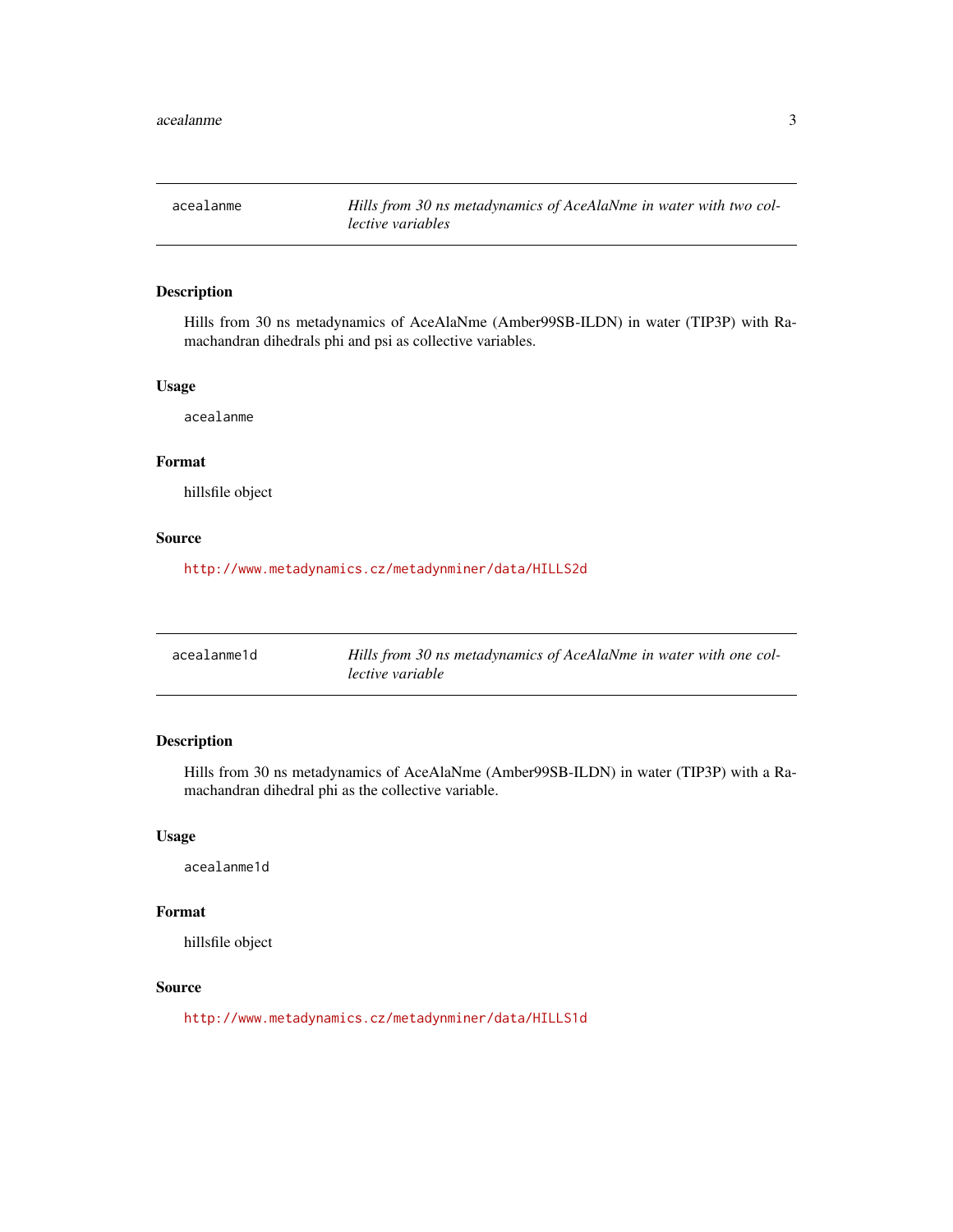## acealanme — *Hills from 30 ns metadynamics of AceAlaNme in water with two collective variables*

### Description

Hills from 30 ns metadynamics of AceAlaNme (Amber99SB-ILDN) in water (TIP3P) with Ramachandran dihedrals phi and psi as collective variables.

### Usage

```
acealanme
```

### Format

hillsfile object

### Source

http://www.metadynamics.cz/metadynminer/data/HILLS2d

## acealanme1d — *Hills from 30 ns metadynamics of AceAlaNme in water with one collective variable*

### Description

Hills from 30 ns metadynamics of AceAlaNme (Amber99SB-ILDN) in water (TIP3P) with a Ramachandran dihedral phi as the collective variable.

### Usage

```
acealanme1d
```

### Format

hillsfile object

### Source

http://www.metadynamics.cz/metadynminer/data/HILLS1d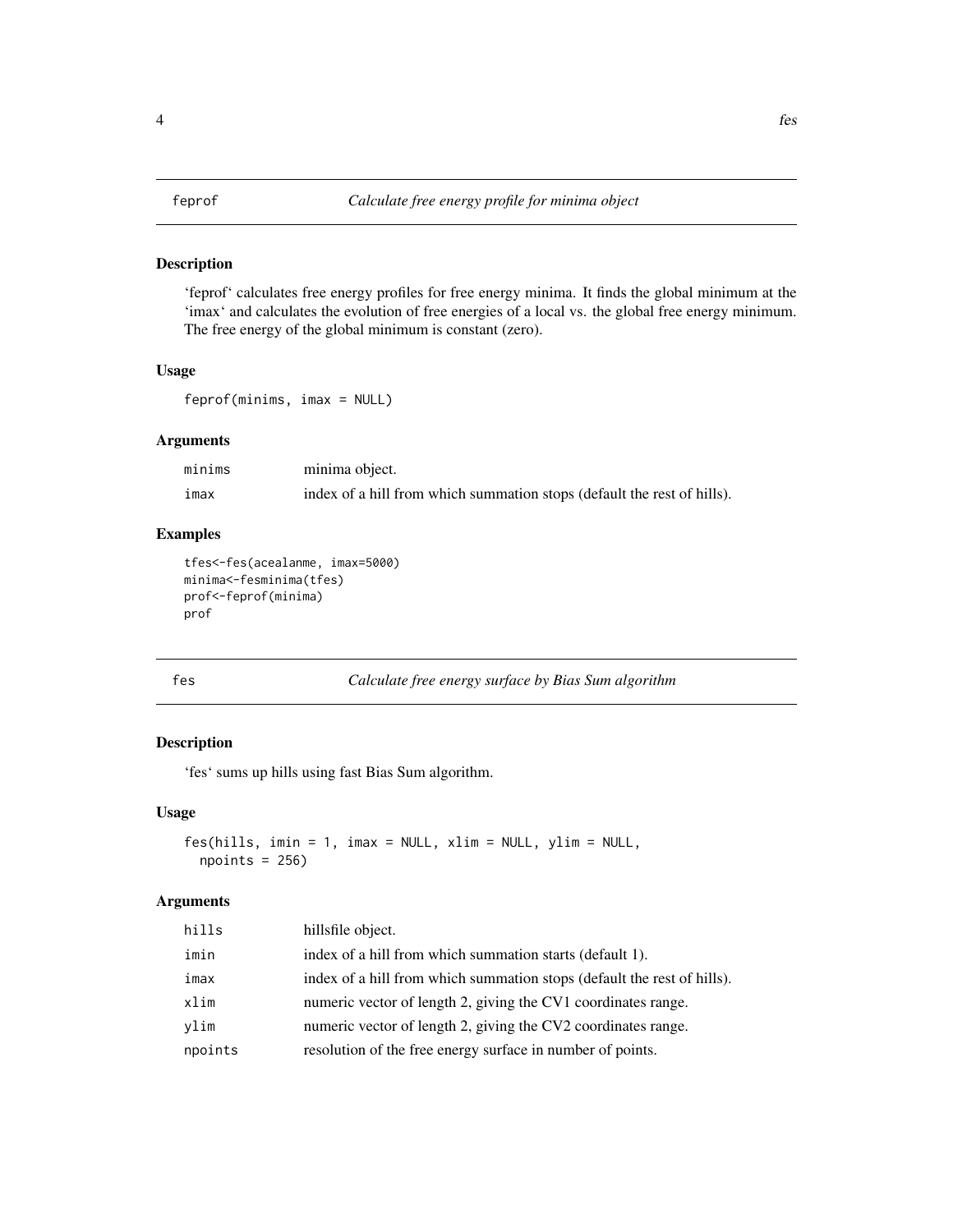## feprof — *Calculate free energy profile for minima object*

### Description

'feprof' calculates free energy profiles for free energy minima. It finds the global minimum at the 'imax' and calculates the evolution of free energies of a local vs. the global free energy minimum. The free energy of the global minimum is constant (zero).

### Usage

```
feprof(minims, imax = NULL)
```

### Arguments

| | |
|---|---|
| minims | minima object. |
| imax | index of a hill from which summation stops (default the rest of hills). |

### Examples

```
tfes<-fes(acealanme, imax=5000)
minima<-fesminima(tfes)
prof<-feprof(minima)
prof
```

## fes — *Calculate free energy surface by Bias Sum algorithm*

### Description

'fes' sums up hills using fast Bias Sum algorithm.

### Usage

```
fes(hills, imin = 1, imax = NULL, xlim = NULL, ylim = NULL,
  npoints = 256)
```

### Arguments

| | |
|---|---|
| hills | hillsfile object. |
| imin | index of a hill from which summation starts (default 1). |
| imax | index of a hill from which summation stops (default the rest of hills). |
| xlim | numeric vector of length 2, giving the CV1 coordinates range. |
| ylim | numeric vector of length 2, giving the CV2 coordinates range. |
| npoints | resolution of the free energy surface in number of points. |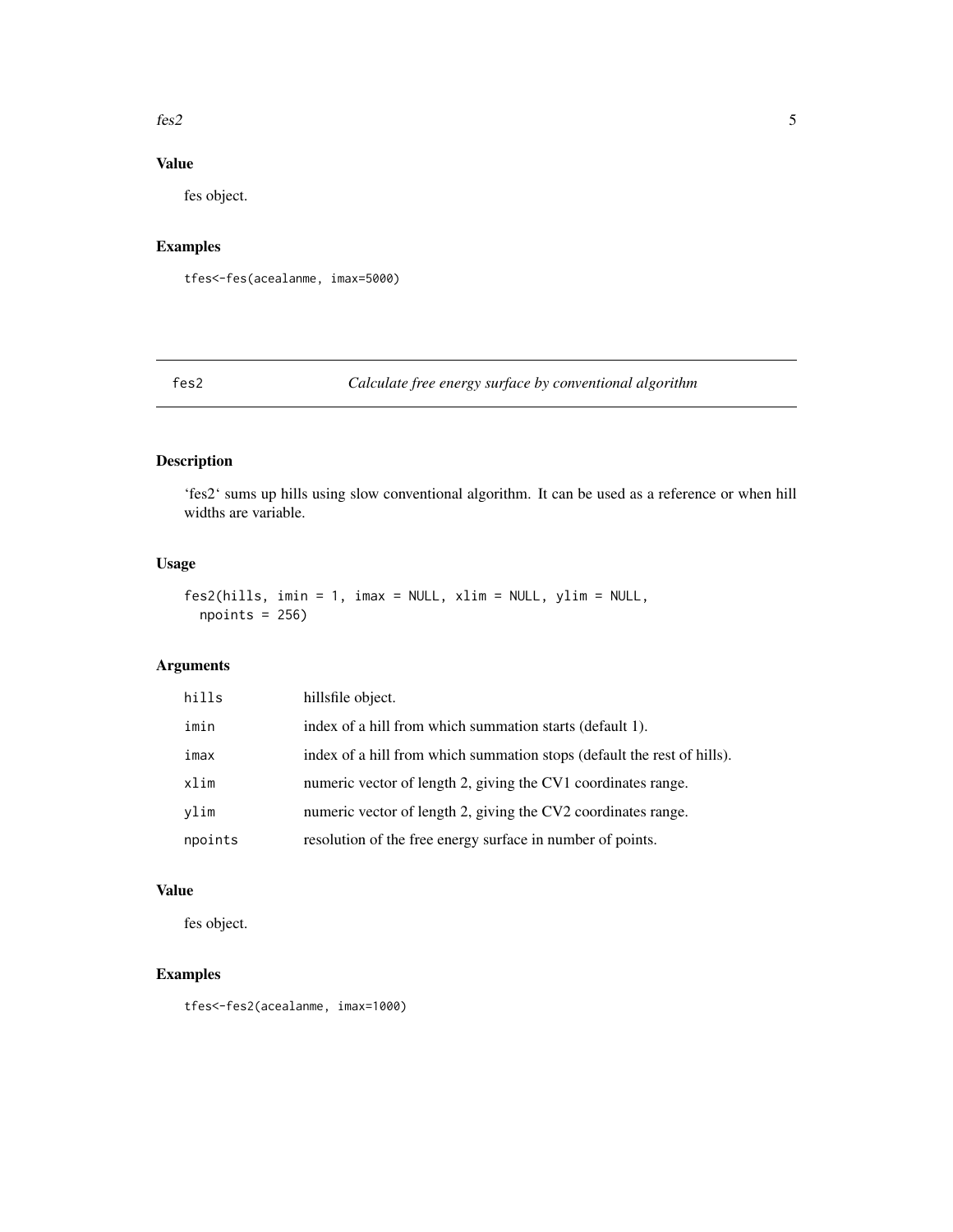### Value

fes object.

### Examples

```
tfes<-fes(acealanme, imax=5000)
```

---

## fes2 — *Calculate free energy surface by conventional algorithm*

---

### Description

'fes2' sums up hills using slow conventional algorithm. It can be used as a reference or when hill widths are variable.

### Usage

```
fes2(hills, imin = 1, imax = NULL, xlim = NULL, ylim = NULL,
  npoints = 256)
```

### Arguments

| | |
|---|---|
| `hills` | hillsfile object. |
| `imin` | index of a hill from which summation starts (default 1). |
| `imax` | index of a hill from which summation stops (default the rest of hills). |
| `xlim` | numeric vector of length 2, giving the CV1 coordinates range. |
| `ylim` | numeric vector of length 2, giving the CV2 coordinates range. |
| `npoints` | resolution of the free energy surface in number of points. |

### Value

fes object.

### Examples

```
tfes<-fes2(acealanme, imax=1000)
```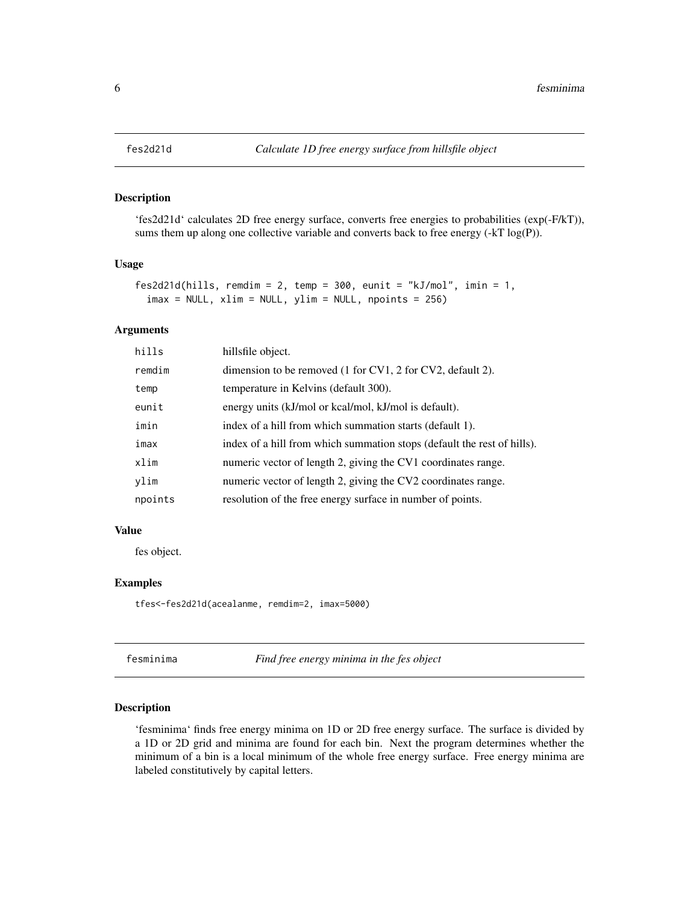## fes2d21d — *Calculate 1D free energy surface from hillsfile object*

### Description

'fes2d21d' calculates 2D free energy surface, converts free energies to probabilities (exp(-F/kT)), sums them up along one collective variable and converts back to free energy (-kT log(P)).

### Usage

```
fes2d21d(hills, remdim = 2, temp = 300, eunit = "kJ/mol", imin = 1,
  imax = NULL, xlim = NULL, ylim = NULL, npoints = 256)
```

### Arguments

| | |
|---|---|
| hills | hillsfile object. |
| remdim | dimension to be removed (1 for CV1, 2 for CV2, default 2). |
| temp | temperature in Kelvins (default 300). |
| eunit | energy units (kJ/mol or kcal/mol, kJ/mol is default). |
| imin | index of a hill from which summation starts (default 1). |
| imax | index of a hill from which summation stops (default the rest of hills). |
| xlim | numeric vector of length 2, giving the CV1 coordinates range. |
| ylim | numeric vector of length 2, giving the CV2 coordinates range. |
| npoints | resolution of the free energy surface in number of points. |

### Value

fes object.

### Examples

```
tfes<-fes2d21d(acealanme, remdim=2, imax=5000)
```

## fesminima — *Find free energy minima in the fes object*

### Description

'fesminima' finds free energy minima on 1D or 2D free energy surface. The surface is divided by a 1D or 2D grid and minima are found for each bin. Next the program determines whether the minimum of a bin is a local minimum of the whole free energy surface. Free energy minima are labeled constitutively by capital letters.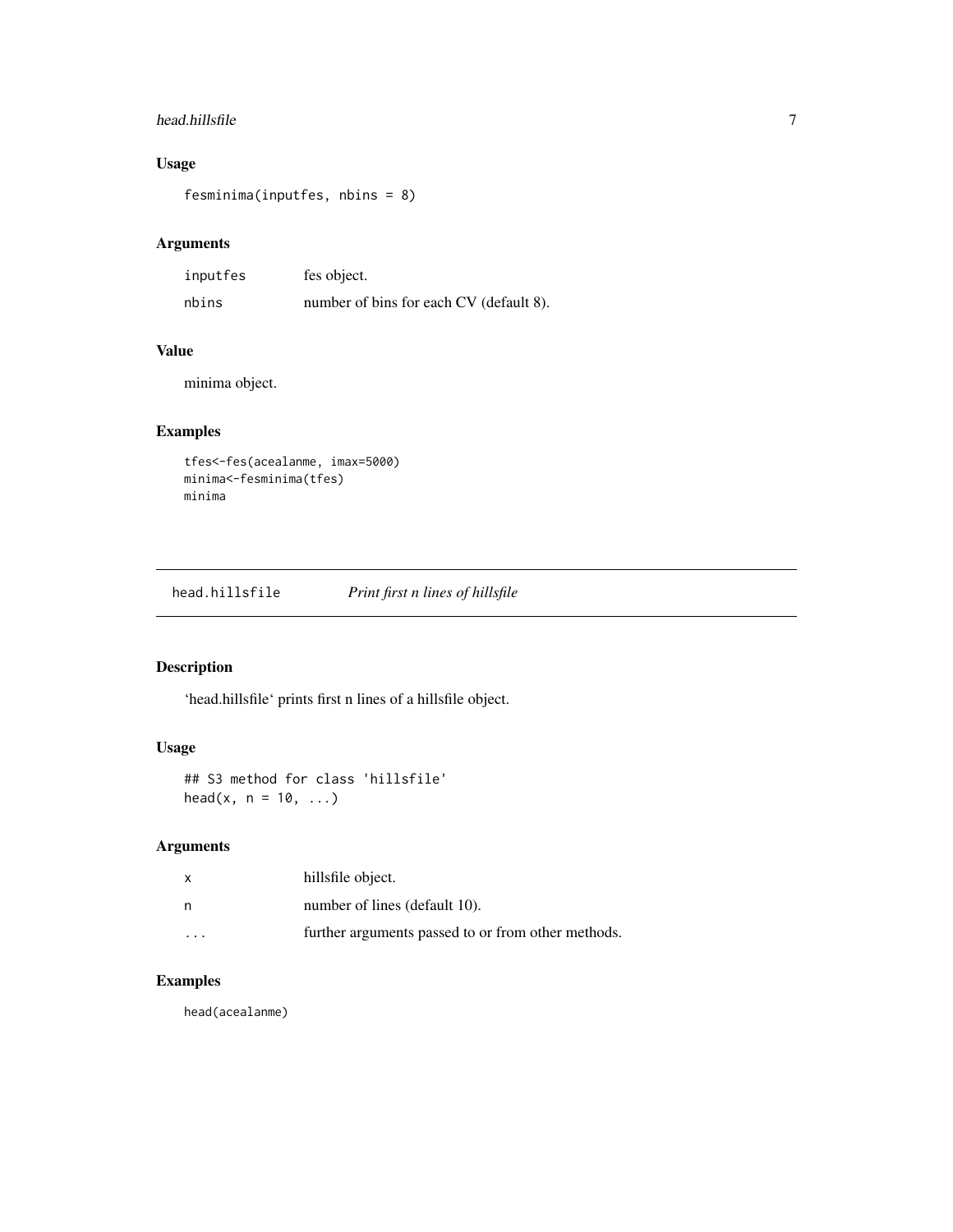### Usage

```
fesminima(inputfes, nbins = 8)
```

### Arguments

| | |
|---|---|
| inputfes | fes object. |
| nbins | number of bins for each CV (default 8). |

### Value

minima object.

### Examples

```
tfes<-fes(acealanme, imax=5000)
minima<-fesminima(tfes)
minima
```

---

## head.hillsfile — *Print first n lines of hillsfile*

### Description

'head.hillsfile' prints first n lines of a hillsfile object.

### Usage

```
## S3 method for class 'hillsfile'
head(x, n = 10, ...)
```

### Arguments

| | |
|---|---|
| x | hillsfile object. |
| n | number of lines (default 10). |
| ... | further arguments passed to or from other methods. |

### Examples

```
head(acealanme)
```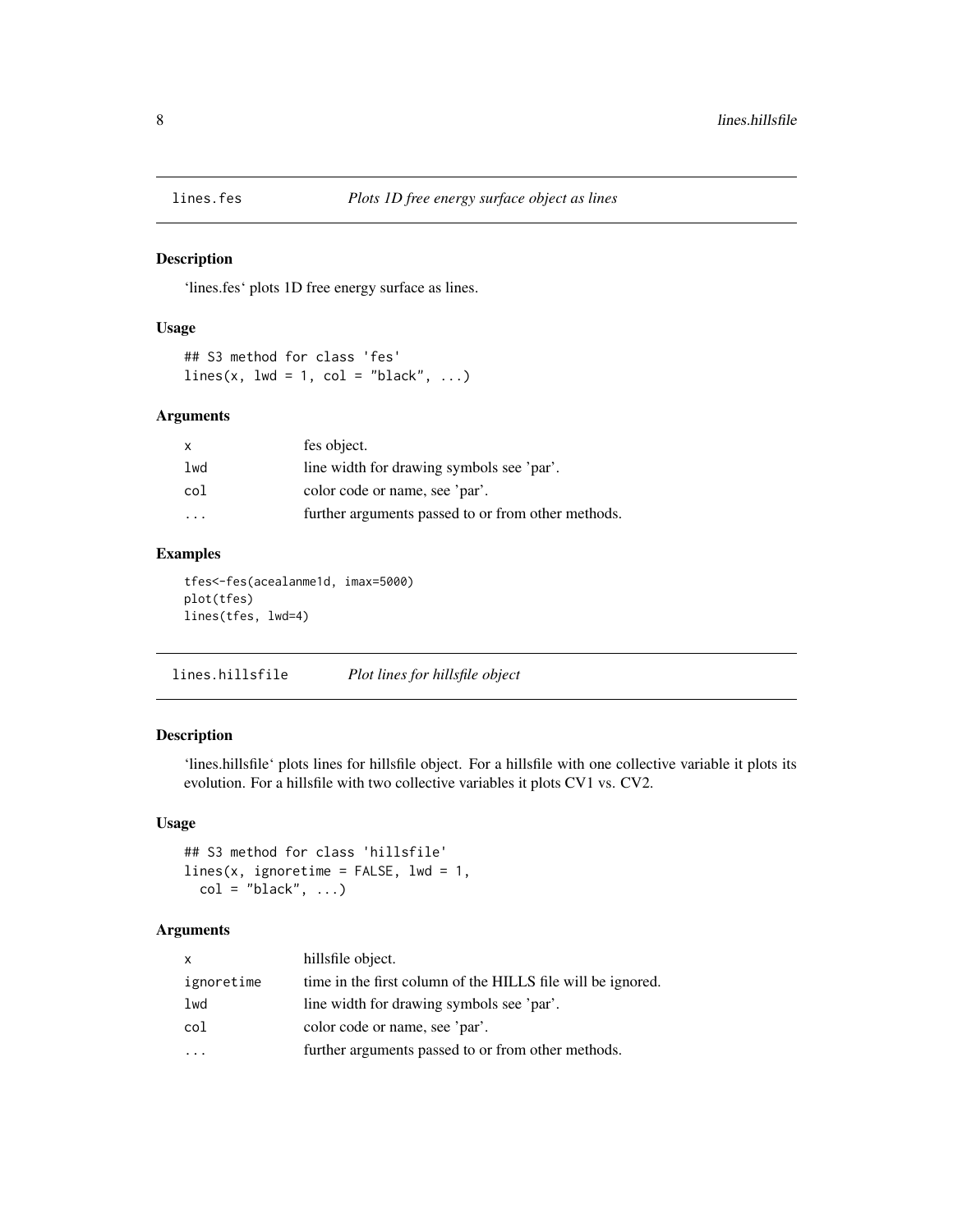## lines.fes — *Plots 1D free energy surface object as lines*

### Description

'lines.fes' plots 1D free energy surface as lines.

### Usage

```
## S3 method for class 'fes'
lines(x, lwd = 1, col = "black", ...)
```

### Arguments

| | |
|---|---|
| x | fes object. |
| lwd | line width for drawing symbols see 'par'. |
| col | color code or name, see 'par'. |
| ... | further arguments passed to or from other methods. |

### Examples

```
tfes<-fes(acealanme1d, imax=5000)
plot(tfes)
lines(tfes, lwd=4)
```

## lines.hillsfile — *Plot lines for hillsfile object*

### Description

'lines.hillsfile' plots lines for hillsfile object. For a hillsfile with one collective variable it plots its evolution. For a hillsfile with two collective variables it plots CV1 vs. CV2.

### Usage

```
## S3 method for class 'hillsfile'
lines(x, ignoretime = FALSE, lwd = 1,
  col = "black", ...)
```

### Arguments

| | |
|---|---|
| x | hillsfile object. |
| ignoretime | time in the first column of the HILLS file will be ignored. |
| lwd | line width for drawing symbols see 'par'. |
| col | color code or name, see 'par'. |
| ... | further arguments passed to or from other methods. |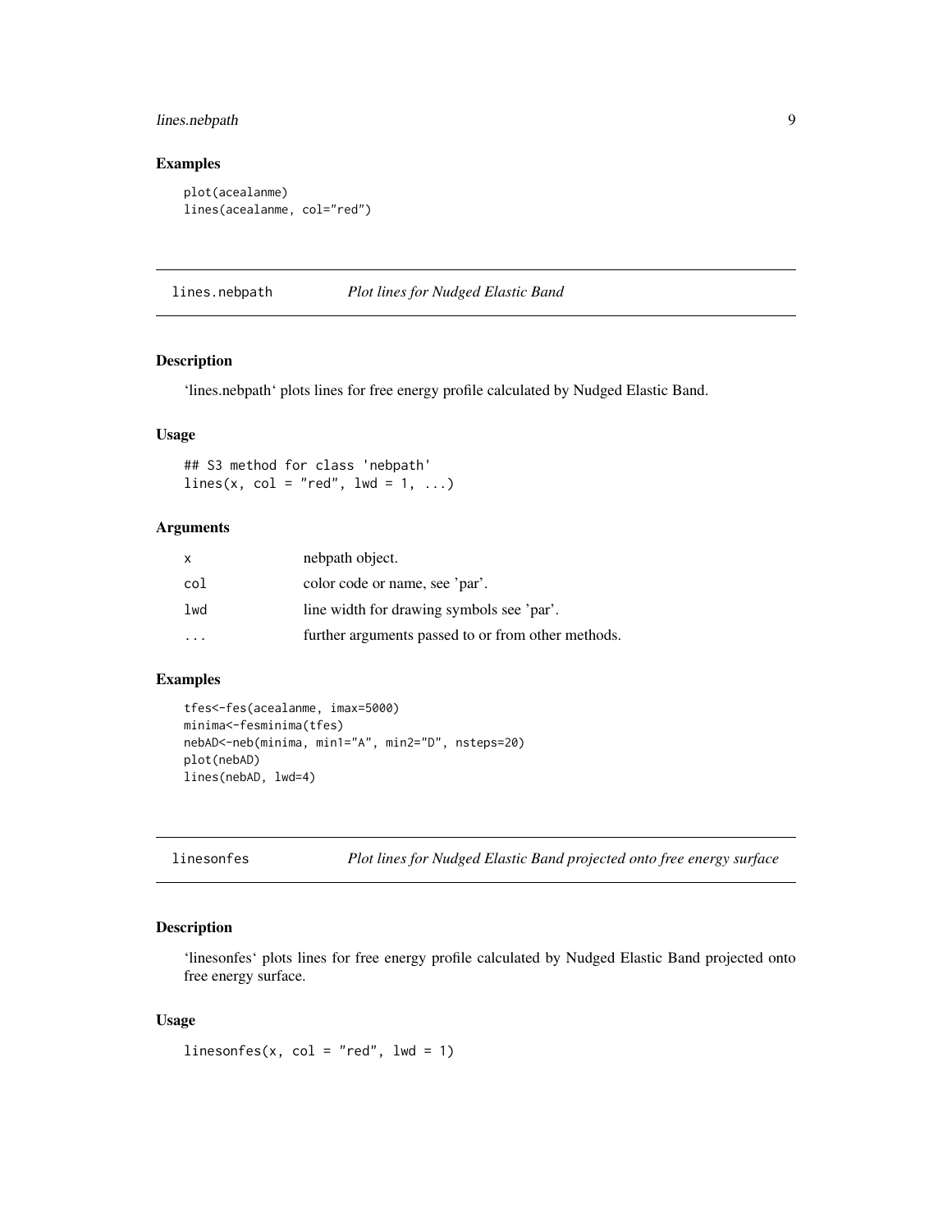## Examples

```
plot(acealanme)
lines(acealanme, col="red")
```

---

## lines.nebpath    *Plot lines for Nudged Elastic Band*

### Description

'lines.nebpath' plots lines for free energy profile calculated by Nudged Elastic Band.

### Usage

```
## S3 method for class 'nebpath'
lines(x, col = "red", lwd = 1, ...)
```

### Arguments

| | |
|---|---|
| x | nebpath object. |
| col | color code or name, see 'par'. |
| lwd | line width for drawing symbols see 'par'. |
| ... | further arguments passed to or from other methods. |

### Examples

```
tfes<-fes(acealanme, imax=5000)
minima<-fesminima(tfes)
nebAD<-neb(minima, min1="A", min2="D", nsteps=20)
plot(nebAD)
lines(nebAD, lwd=4)
```

---

## linesonfes    *Plot lines for Nudged Elastic Band projected onto free energy surface*

### Description

'linesonfes' plots lines for free energy profile calculated by Nudged Elastic Band projected onto free energy surface.

### Usage

```
linesonfes(x, col = "red", lwd = 1)
```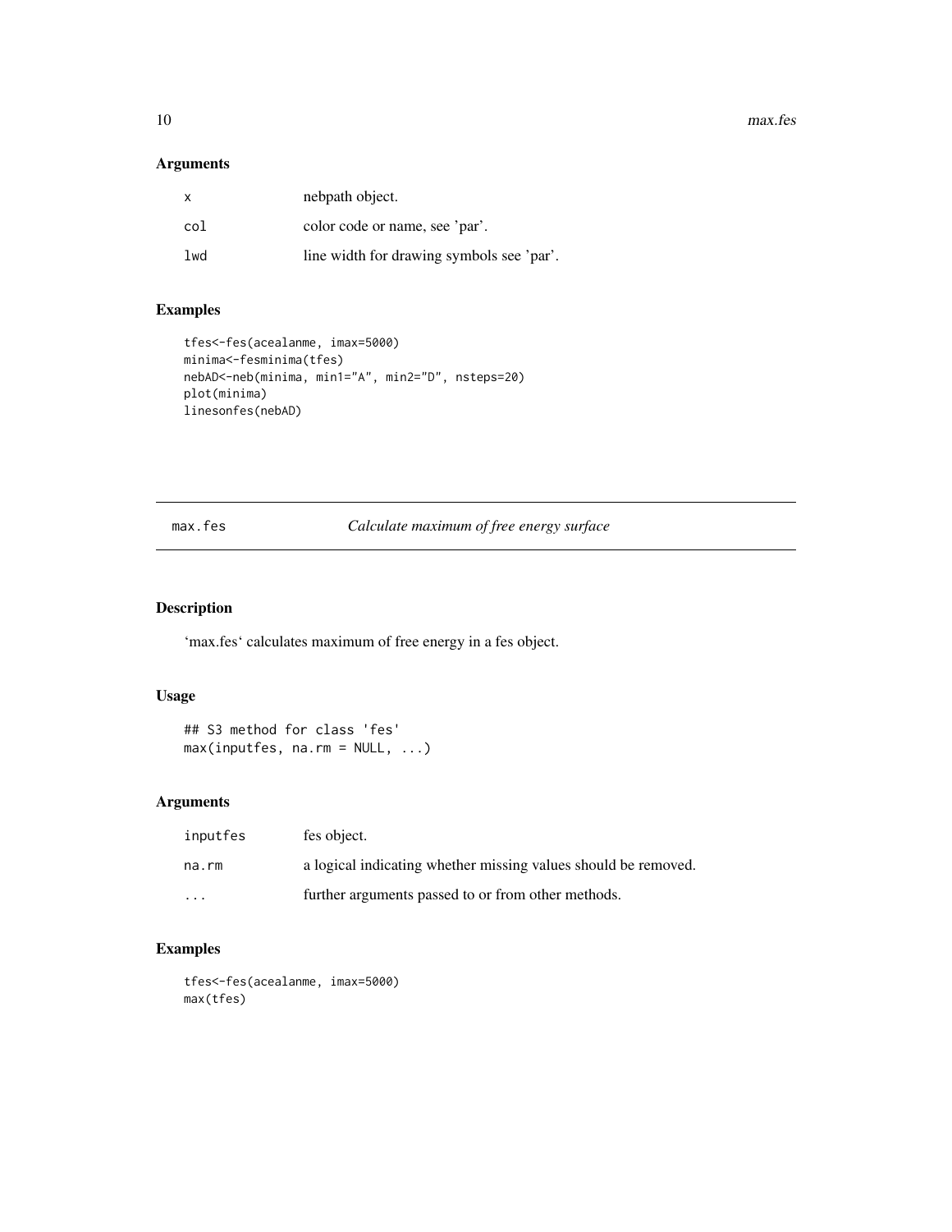## Arguments

| | |
|---|---|
| x | nebpath object. |
| col | color code or name, see 'par'. |
| lwd | line width for drawing symbols see 'par'. |

## Examples

```
tfes<-fes(acealanme, imax=5000)
minima<-fesminima(tfes)
nebAD<-neb(minima, min1="A", min2="D", nsteps=20)
plot(minima)
linesonfes(nebAD)
```

---

# max.fes *Calculate maximum of free energy surface*

---

## Description

'max.fes' calculates maximum of free energy in a fes object.

## Usage

```
## S3 method for class 'fes'
max(inputfes, na.rm = NULL, ...)
```

## Arguments

| | |
|---|---|
| inputfes | fes object. |
| na.rm | a logical indicating whether missing values should be removed. |
| ... | further arguments passed to or from other methods. |

## Examples

```
tfes<-fes(acealanme, imax=5000)
max(tfes)
```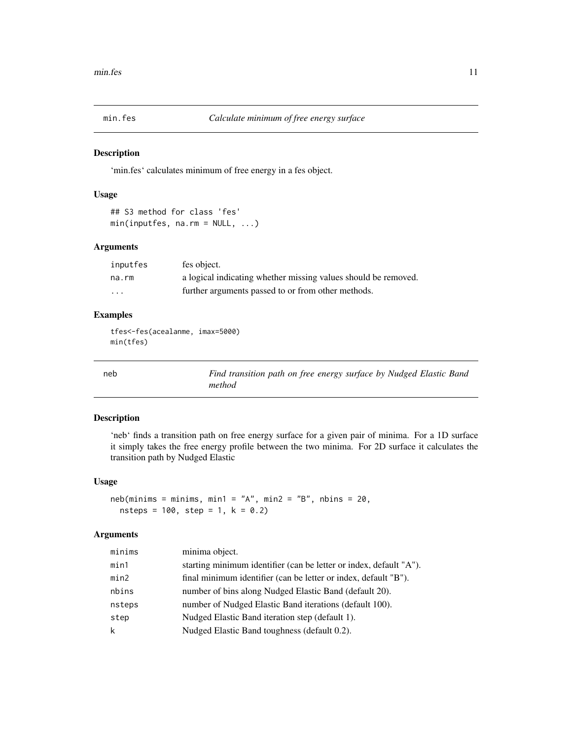## min.fes — *Calculate minimum of free energy surface*

### Description

'min.fes' calculates minimum of free energy in a fes object.

### Usage

```
## S3 method for class 'fes'
min(inputfes, na.rm = NULL, ...)
```

### Arguments

| | |
|---|---|
| inputfes | fes object. |
| na.rm | a logical indicating whether missing values should be removed. |
| ... | further arguments passed to or from other methods. |

### Examples

```
tfes<-fes(acealanme, imax=5000)
min(tfes)
```

## neb — *Find transition path on free energy surface by Nudged Elastic Band method*

### Description

'neb' finds a transition path on free energy surface for a given pair of minima. For a 1D surface it simply takes the free energy profile between the two minima. For 2D surface it calculates the transition path by Nudged Elastic

### Usage

```
neb(minims = minims, min1 = "A", min2 = "B", nbins = 20,
  nsteps = 100, step = 1, k = 0.2)
```

### Arguments

| | |
|---|---|
| minims | minima object. |
| min1 | starting minimum identifier (can be letter or index, default "A"). |
| min2 | final minimum identifier (can be letter or index, default "B"). |
| nbins | number of bins along Nudged Elastic Band (default 20). |
| nsteps | number of Nudged Elastic Band iterations (default 100). |
| step | Nudged Elastic Band iteration step (default 1). |
| k | Nudged Elastic Band toughness (default 0.2). |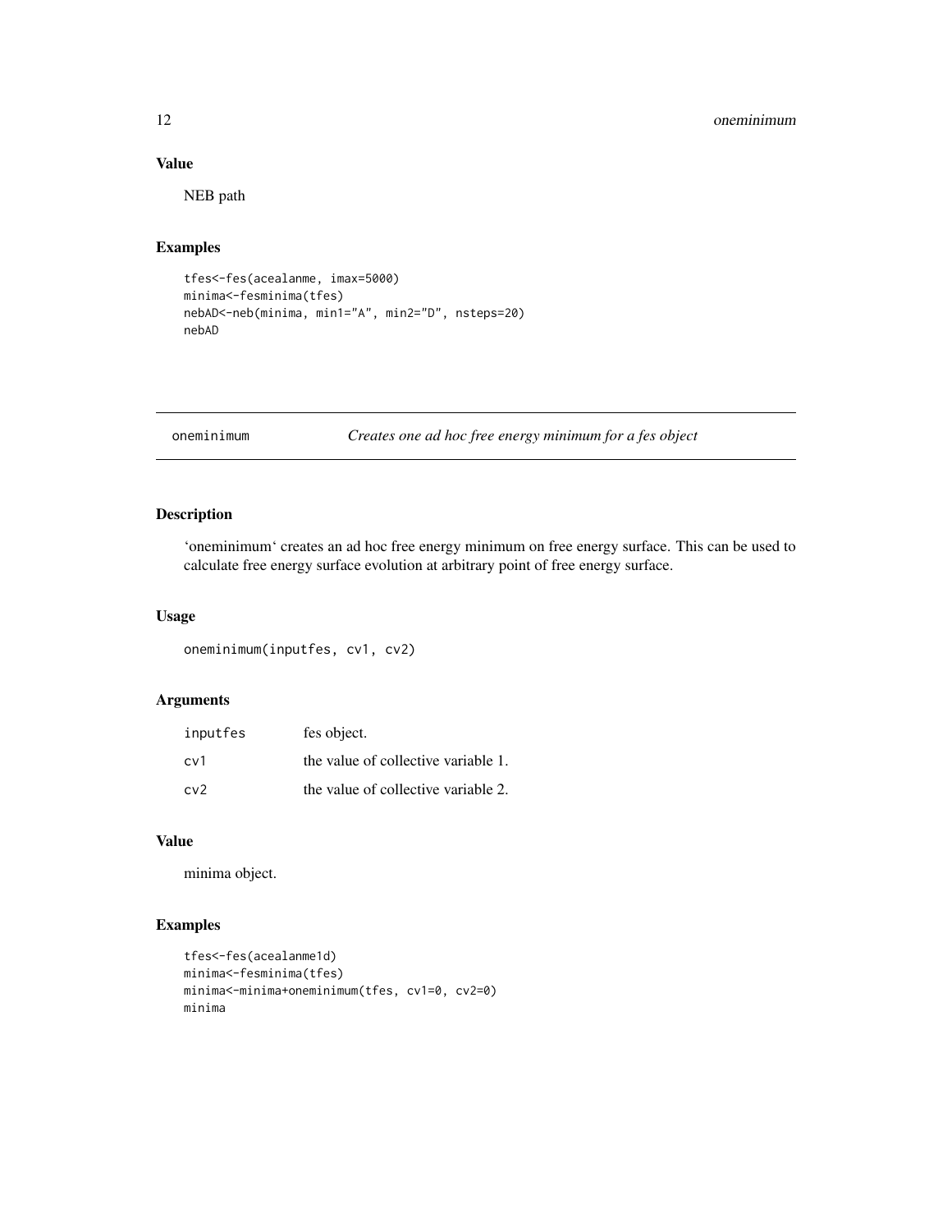### Value

NEB path

### Examples

```
tfes<-fes(acealanme, imax=5000)
minima<-fesminima(tfes)
nebAD<-neb(minima, min1="A", min2="D", nsteps=20)
nebAD
```

---

## oneminimum — *Creates one ad hoc free energy minimum for a fes object*

---

### Description

'oneminimum' creates an ad hoc free energy minimum on free energy surface. This can be used to calculate free energy surface evolution at arbitrary point of free energy surface.

### Usage

```
oneminimum(inputfes, cv1, cv2)
```

### Arguments

| | |
|---|---|
| inputfes | fes object. |
| cv1 | the value of collective variable 1. |
| cv2 | the value of collective variable 2. |

### Value

minima object.

### Examples

```
tfes<-fes(acealanme1d)
minima<-fesminima(tfes)
minima<-minima+oneminimum(tfes, cv1=0, cv2=0)
minima
```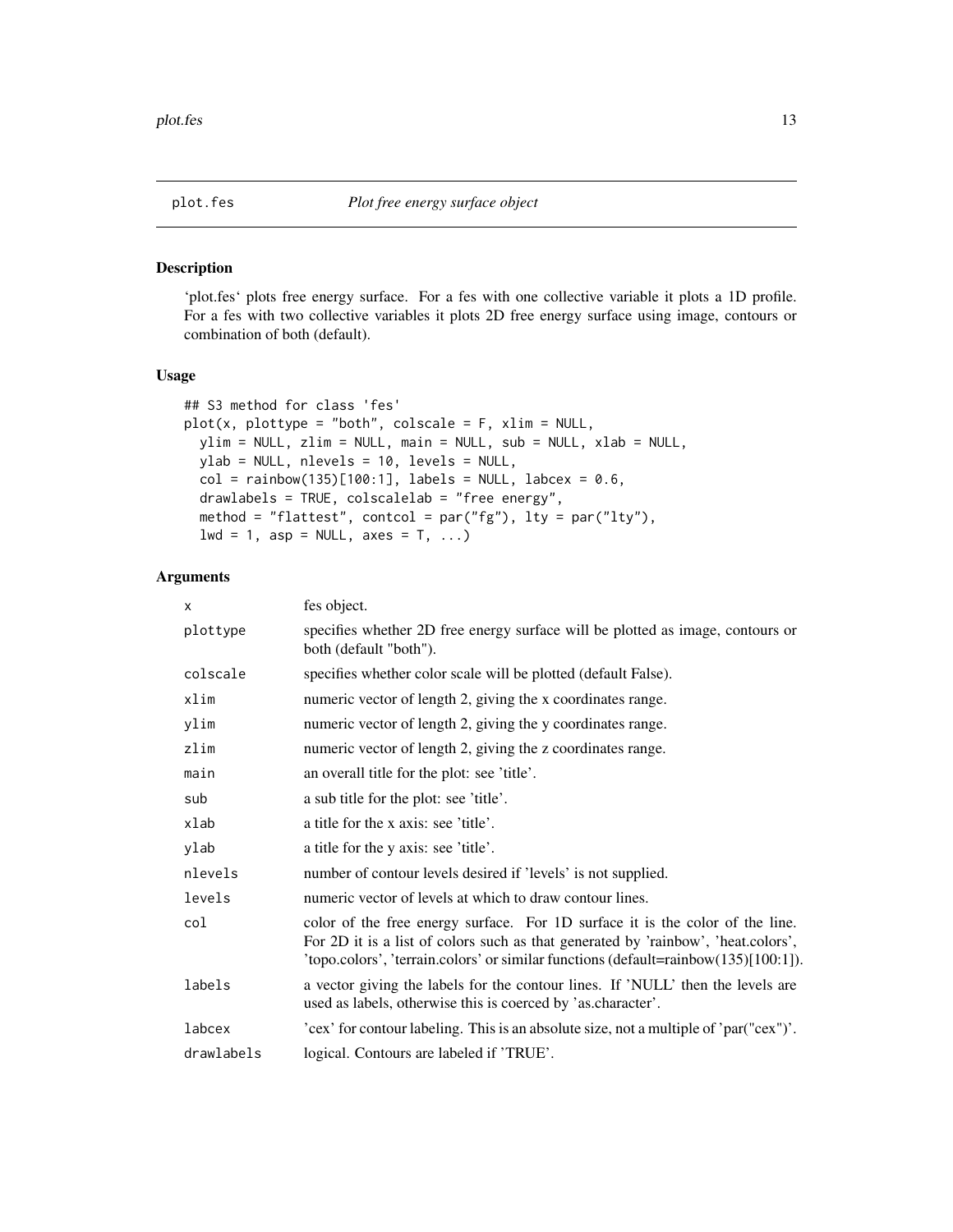# plot.fes — *Plot free energy surface object*

## Description

'plot.fes' plots free energy surface. For a fes with one collective variable it plots a 1D profile. For a fes with two collective variables it plots 2D free energy surface using image, contours or combination of both (default).

## Usage

```
## S3 method for class 'fes'
plot(x, plottype = "both", colscale = F, xlim = NULL,
  ylim = NULL, zlim = NULL, main = NULL, sub = NULL, xlab = NULL,
  ylab = NULL, nlevels = 10, levels = NULL,
  col = rainbow(135)[100:1], labels = NULL, labcex = 0.6,
  drawlabels = TRUE, colscalelab = "free energy",
  method = "flattest", contcol = par("fg"), lty = par("lty"),
  lwd = 1, asp = NULL, axes = T, ...)
```

## Arguments

| | |
|---|---|
| `x` | fes object. |
| `plottype` | specifies whether 2D free energy surface will be plotted as image, contours or both (default "both"). |
| `colscale` | specifies whether color scale will be plotted (default False). |
| `xlim` | numeric vector of length 2, giving the x coordinates range. |
| `ylim` | numeric vector of length 2, giving the y coordinates range. |
| `zlim` | numeric vector of length 2, giving the z coordinates range. |
| `main` | an overall title for the plot: see 'title'. |
| `sub` | a sub title for the plot: see 'title'. |
| `xlab` | a title for the x axis: see 'title'. |
| `ylab` | a title for the y axis: see 'title'. |
| `nlevels` | number of contour levels desired if 'levels' is not supplied. |
| `levels` | numeric vector of levels at which to draw contour lines. |
| `col` | color of the free energy surface. For 1D surface it is the color of the line. For 2D it is a list of colors such as that generated by 'rainbow', 'heat.colors', 'topo.colors', 'terrain.colors' or similar functions (default=rainbow(135)[100:1]). |
| `labels` | a vector giving the labels for the contour lines. If 'NULL' then the levels are used as labels, otherwise this is coerced by 'as.character'. |
| `labcex` | 'cex' for contour labeling. This is an absolute size, not a multiple of 'par("cex")'. |
| `drawlabels` | logical. Contours are labeled if 'TRUE'. |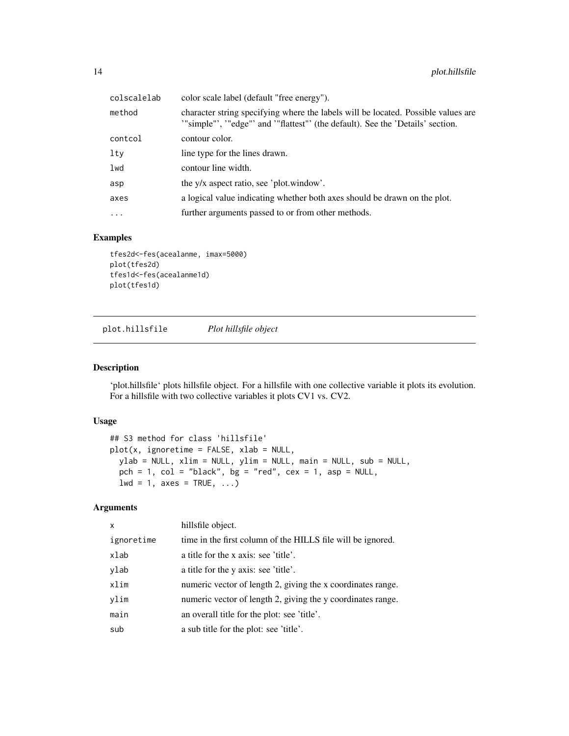| | |
|---|---|
| colscalelab | color scale label (default "free energy"). |
| method | character string specifying where the labels will be located. Possible values are '"simple"', '"edge"' and '"flattest"' (the default). See the 'Details' section. |
| contcol | contour color. |
| lty | line type for the lines drawn. |
| lwd | contour line width. |
| asp | the y/x aspect ratio, see 'plot.window'. |
| axes | a logical value indicating whether both axes should be drawn on the plot. |
| ... | further arguments passed to or from other methods. |

## Examples

```
tfes2d<-fes(acealanme, imax=5000)
plot(tfes2d)
tfes1d<-fes(acealanme1d)
plot(tfes1d)
```

# plot.hillsfile *Plot hillsfile object*

## Description

'plot.hillsfile' plots hillsfile object. For a hillsfile with one collective variable it plots its evolution. For a hillsfile with two collective variables it plots CV1 vs. CV2.

## Usage

```
## S3 method for class 'hillsfile'
plot(x, ignoretime = FALSE, xlab = NULL,
  ylab = NULL, xlim = NULL, ylim = NULL, main = NULL, sub = NULL,
  pch = 1, col = "black", bg = "red", cex = 1, asp = NULL,
  lwd = 1, axes = TRUE, ...)
```

## Arguments

| | |
|---|---|
| x | hillsfile object. |
| ignoretime | time in the first column of the HILLS file will be ignored. |
| xlab | a title for the x axis: see 'title'. |
| ylab | a title for the y axis: see 'title'. |
| xlim | numeric vector of length 2, giving the x coordinates range. |
| ylim | numeric vector of length 2, giving the y coordinates range. |
| main | an overall title for the plot: see 'title'. |
| sub | a sub title for the plot: see 'title'. |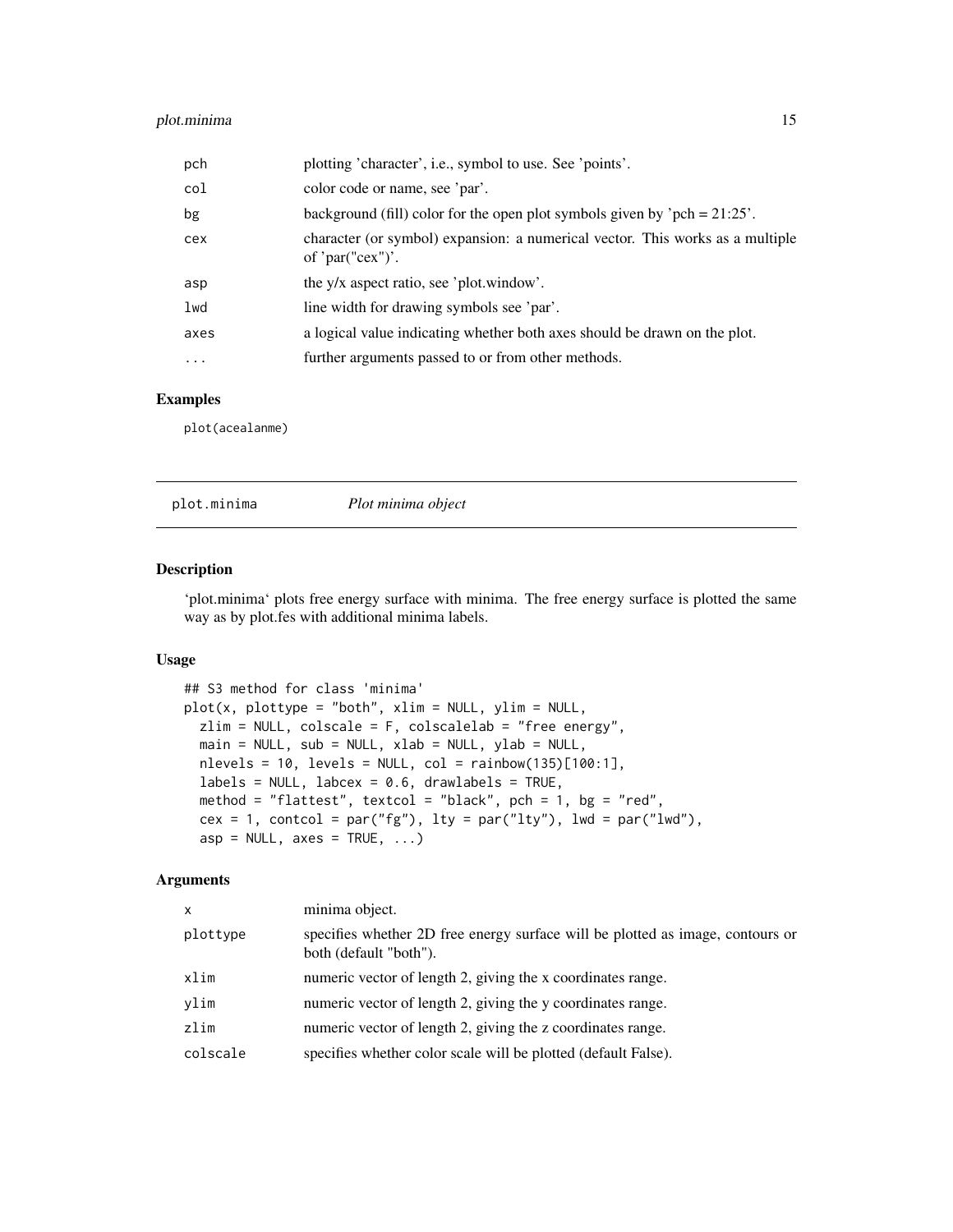| | |
|---|---|
| pch | plotting 'character', i.e., symbol to use. See 'points'. |
| col | color code or name, see 'par'. |
| bg | background (fill) color for the open plot symbols given by 'pch = 21:25'. |
| cex | character (or symbol) expansion: a numerical vector. This works as a multiple of 'par("cex")'. |
| asp | the y/x aspect ratio, see 'plot.window'. |
| lwd | line width for drawing symbols see 'par'. |
| axes | a logical value indicating whether both axes should be drawn on the plot. |
| ... | further arguments passed to or from other methods. |

### Examples

```
plot(acealanme)
```

## plot.minima *Plot minima object*

### Description

'plot.minima' plots free energy surface with minima. The free energy surface is plotted the same way as by plot.fes with additional minima labels.

### Usage

```
## S3 method for class 'minima'
plot(x, plottype = "both", xlim = NULL, ylim = NULL,
  zlim = NULL, colscale = F, colscalelab = "free energy",
  main = NULL, sub = NULL, xlab = NULL, ylab = NULL,
  nlevels = 10, levels = NULL, col = rainbow(135)[100:1],
  labels = NULL, labcex = 0.6, drawlabels = TRUE,
  method = "flattest", textcol = "black", pch = 1, bg = "red",
  cex = 1, contcol = par("fg"), lty = par("lty"), lwd = par("lwd"),
  asp = NULL, axes = TRUE, ...)
```

### Arguments

| | |
|---|---|
| x | minima object. |
| plottype | specifies whether 2D free energy surface will be plotted as image, contours or both (default "both"). |
| xlim | numeric vector of length 2, giving the x coordinates range. |
| ylim | numeric vector of length 2, giving the y coordinates range. |
| zlim | numeric vector of length 2, giving the z coordinates range. |
| colscale | specifies whether color scale will be plotted (default False). |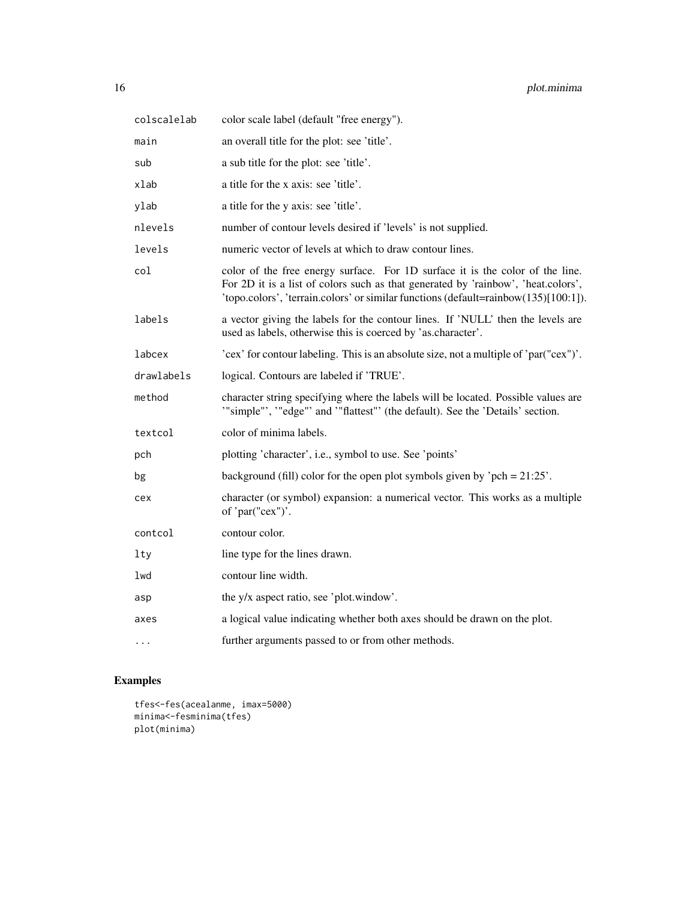| | |
|---|---|
| colscalelab | color scale label (default "free energy"). |
| main | an overall title for the plot: see 'title'. |
| sub | a sub title for the plot: see 'title'. |
| xlab | a title for the x axis: see 'title'. |
| ylab | a title for the y axis: see 'title'. |
| nlevels | number of contour levels desired if 'levels' is not supplied. |
| levels | numeric vector of levels at which to draw contour lines. |
| col | color of the free energy surface. For 1D surface it is the color of the line. For 2D it is a list of colors such as that generated by 'rainbow', 'heat.colors', 'topo.colors', 'terrain.colors' or similar functions (default=rainbow(135)[100:1]). |
| labels | a vector giving the labels for the contour lines. If 'NULL' then the levels are used as labels, otherwise this is coerced by 'as.character'. |
| labcex | 'cex' for contour labeling. This is an absolute size, not a multiple of 'par("cex")'. |
| drawlabels | logical. Contours are labeled if 'TRUE'. |
| method | character string specifying where the labels will be located. Possible values are '"simple"', '"edge"' and '"flattest"' (the default). See the 'Details' section. |
| textcol | color of minima labels. |
| pch | plotting 'character', i.e., symbol to use. See 'points' |
| bg | background (fill) color for the open plot symbols given by 'pch = 21:25'. |
| cex | character (or symbol) expansion: a numerical vector. This works as a multiple of 'par("cex")'. |
| contcol | contour color. |
| lty | line type for the lines drawn. |
| lwd | contour line width. |
| asp | the y/x aspect ratio, see 'plot.window'. |
| axes | a logical value indicating whether both axes should be drawn on the plot. |
| ... | further arguments passed to or from other methods. |

## Examples

```
tfes<-fes(acealanme, imax=5000)
minima<-fesminima(tfes)
plot(minima)
```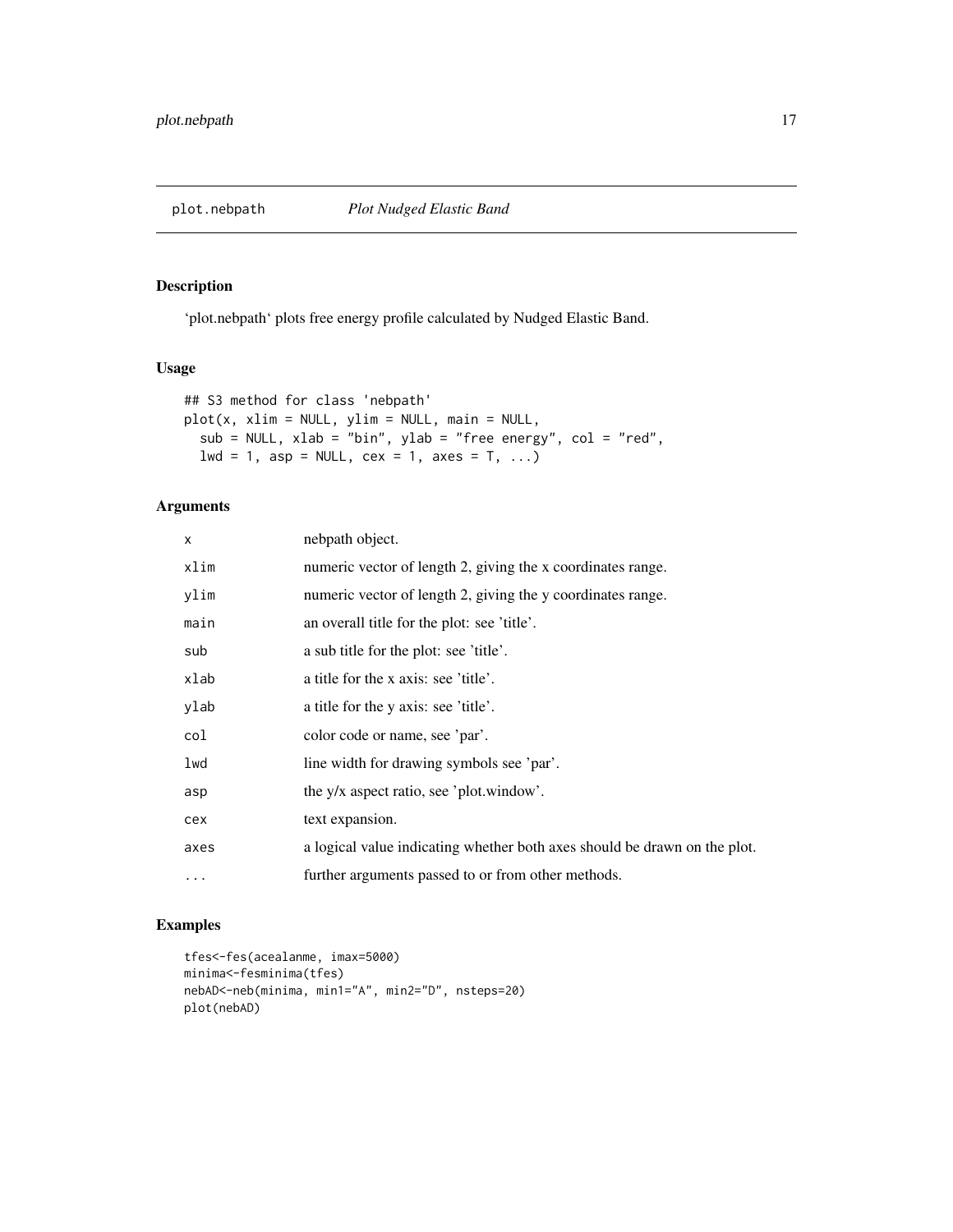plot.nebpath *Plot Nudged Elastic Band*

## Description

'plot.nebpath' plots free energy profile calculated by Nudged Elastic Band.

## Usage

```
## S3 method for class 'nebpath'
plot(x, xlim = NULL, ylim = NULL, main = NULL,
  sub = NULL, xlab = "bin", ylab = "free energy", col = "red",
  lwd = 1, asp = NULL, cex = 1, axes = T, ...)
```

## Arguments

| | |
|---|---|
| x | nebpath object. |
| xlim | numeric vector of length 2, giving the x coordinates range. |
| ylim | numeric vector of length 2, giving the y coordinates range. |
| main | an overall title for the plot: see 'title'. |
| sub | a sub title for the plot: see 'title'. |
| xlab | a title for the x axis: see 'title'. |
| ylab | a title for the y axis: see 'title'. |
| col | color code or name, see 'par'. |
| lwd | line width for drawing symbols see 'par'. |
| asp | the y/x aspect ratio, see 'plot.window'. |
| cex | text expansion. |
| axes | a logical value indicating whether both axes should be drawn on the plot. |
| ... | further arguments passed to or from other methods. |

## Examples

```
tfes<-fes(acealanme, imax=5000)
minima<-fesminima(tfes)
nebAD<-neb(minima, min1="A", min2="D", nsteps=20)
plot(nebAD)
```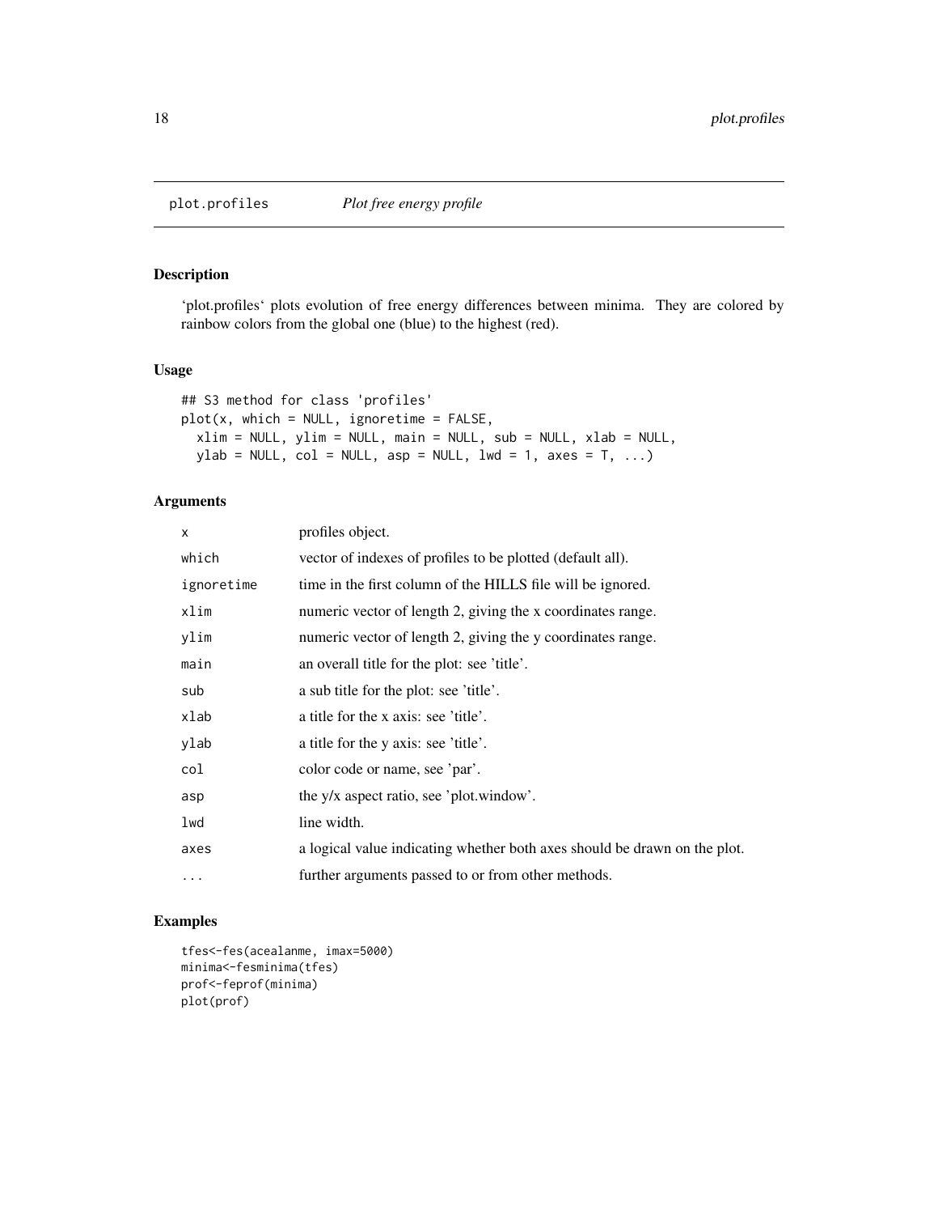plot.profiles *Plot free energy profile*

## Description

'plot.profiles' plots evolution of free energy differences between minima. They are colored by rainbow colors from the global one (blue) to the highest (red).

## Usage

```
## S3 method for class 'profiles'
plot(x, which = NULL, ignoretime = FALSE,
  xlim = NULL, ylim = NULL, main = NULL, sub = NULL, xlab = NULL,
  ylab = NULL, col = NULL, asp = NULL, lwd = 1, axes = T, ...)
```

## Arguments

| | |
|---|---|
| x | profiles object. |
| which | vector of indexes of profiles to be plotted (default all). |
| ignoretime | time in the first column of the HILLS file will be ignored. |
| xlim | numeric vector of length 2, giving the x coordinates range. |
| ylim | numeric vector of length 2, giving the y coordinates range. |
| main | an overall title for the plot: see 'title'. |
| sub | a sub title for the plot: see 'title'. |
| xlab | a title for the x axis: see 'title'. |
| ylab | a title for the y axis: see 'title'. |
| col | color code or name, see 'par'. |
| asp | the y/x aspect ratio, see 'plot.window'. |
| lwd | line width. |
| axes | a logical value indicating whether both axes should be drawn on the plot. |
| ... | further arguments passed to or from other methods. |

## Examples

```
tfes<-fes(acealanme, imax=5000)
minima<-fesminima(tfes)
prof<-feprof(minima)
plot(prof)
```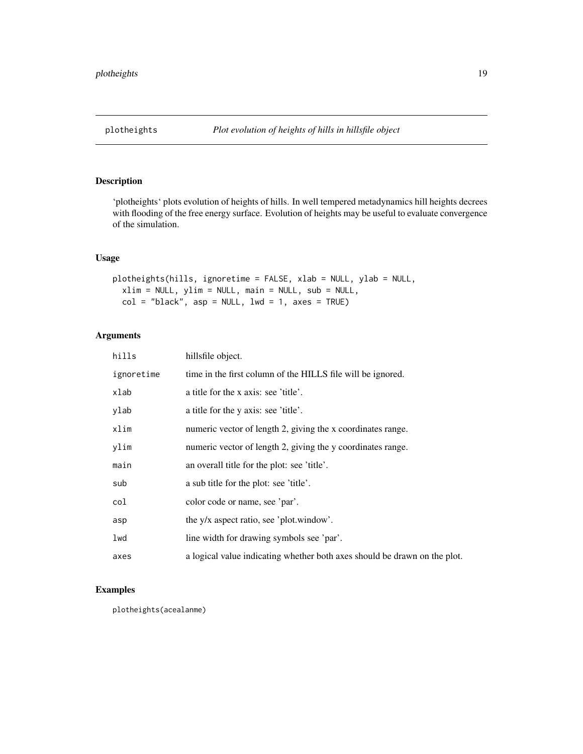plotheights *Plot evolution of heights of hills in hillsfile object*

## Description

'plotheights' plots evolution of heights of hills. In well tempered metadynamics hill heights decrees with flooding of the free energy surface. Evolution of heights may be useful to evaluate convergence of the simulation.

## Usage

```
plotheights(hills, ignoretime = FALSE, xlab = NULL, ylab = NULL,
  xlim = NULL, ylim = NULL, main = NULL, sub = NULL,
  col = "black", asp = NULL, lwd = 1, axes = TRUE)
```

## Arguments

| | |
|---|---|
| hills | hillsfile object. |
| ignoretime | time in the first column of the HILLS file will be ignored. |
| xlab | a title for the x axis: see 'title'. |
| ylab | a title for the y axis: see 'title'. |
| xlim | numeric vector of length 2, giving the x coordinates range. |
| ylim | numeric vector of length 2, giving the y coordinates range. |
| main | an overall title for the plot: see 'title'. |
| sub | a sub title for the plot: see 'title'. |
| col | color code or name, see 'par'. |
| asp | the y/x aspect ratio, see 'plot.window'. |
| lwd | line width for drawing symbols see 'par'. |
| axes | a logical value indicating whether both axes should be drawn on the plot. |

## Examples

```
plotheights(acealanme)
```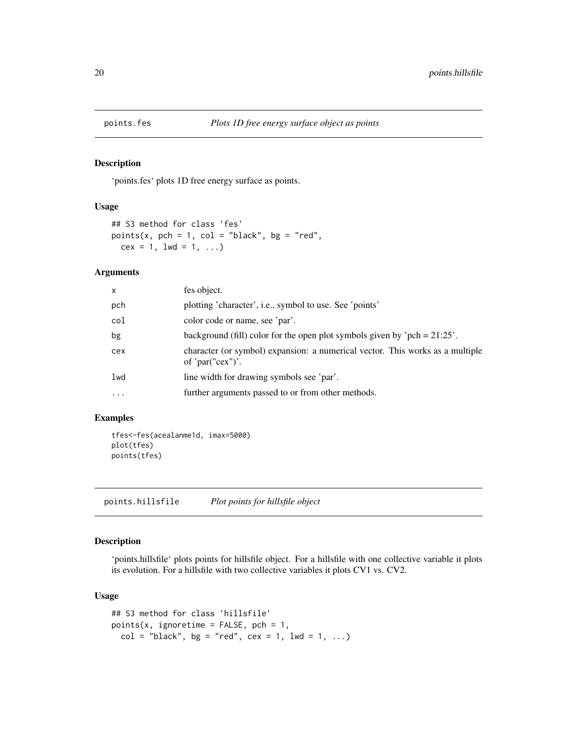## points.fes *Plots 1D free energy surface object as points*

### Description

'points.fes' plots 1D free energy surface as points.

### Usage

```
## S3 method for class 'fes'
points(x, pch = 1, col = "black", bg = "red",
  cex = 1, lwd = 1, ...)
```

### Arguments

| | |
|---|---|
| x | fes object. |
| pch | plotting 'character', i.e., symbol to use. See 'points' |
| col | color code or name, see 'par'. |
| bg | background (fill) color for the open plot symbols given by 'pch = 21:25'. |
| cex | character (or symbol) expansion: a numerical vector. This works as a multiple of 'par("cex")'. |
| lwd | line width for drawing symbols see 'par'. |
| ... | further arguments passed to or from other methods. |

### Examples

```
tfes<-fes(acealanme1d, imax=5000)
plot(tfes)
points(tfes)
```

## points.hillsfile *Plot points for hillsfile object*

### Description

'points.hillsfile' plots points for hillsfile object. For a hillsfile with one collective variable it plots its evolution. For a hillsfile with two collective variables it plots CV1 vs. CV2.

### Usage

```
## S3 method for class 'hillsfile'
points(x, ignoretime = FALSE, pch = 1,
  col = "black", bg = "red", cex = 1, lwd = 1, ...)
```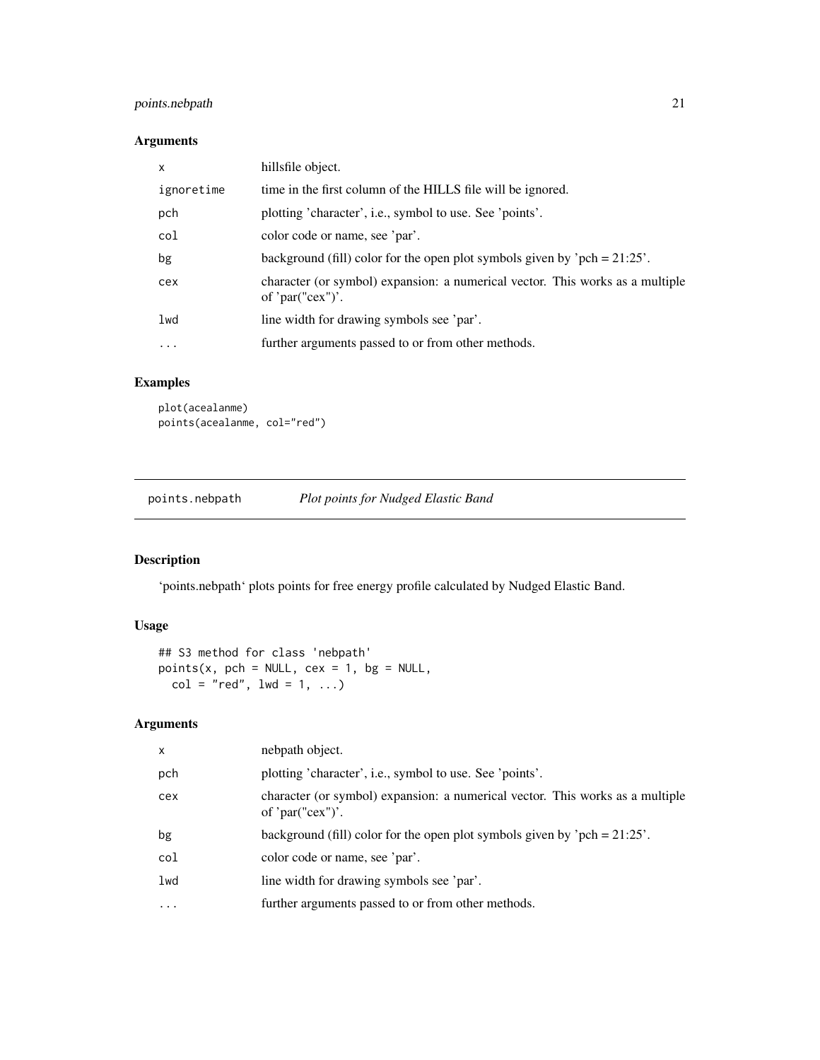## Arguments

| | |
|---|---|
| x | hillsfile object. |
| ignoretime | time in the first column of the HILLS file will be ignored. |
| pch | plotting 'character', i.e., symbol to use. See 'points'. |
| col | color code or name, see 'par'. |
| bg | background (fill) color for the open plot symbols given by 'pch = 21:25'. |
| cex | character (or symbol) expansion: a numerical vector. This works as a multiple of 'par("cex")'. |
| lwd | line width for drawing symbols see 'par'. |
| ... | further arguments passed to or from other methods. |

## Examples

```
plot(acealanme)
points(acealanme, col="red")
```

---

# points.nebpath *Plot points for Nudged Elastic Band*

## Description

'points.nebpath' plots points for free energy profile calculated by Nudged Elastic Band.

## Usage

```
## S3 method for class 'nebpath'
points(x, pch = NULL, cex = 1, bg = NULL,
  col = "red", lwd = 1, ...)
```

## Arguments

| | |
|---|---|
| x | nebpath object. |
| pch | plotting 'character', i.e., symbol to use. See 'points'. |
| cex | character (or symbol) expansion: a numerical vector. This works as a multiple of 'par("cex")'. |
| bg | background (fill) color for the open plot symbols given by 'pch = 21:25'. |
| col | color code or name, see 'par'. |
| lwd | line width for drawing symbols see 'par'. |
| ... | further arguments passed to or from other methods. |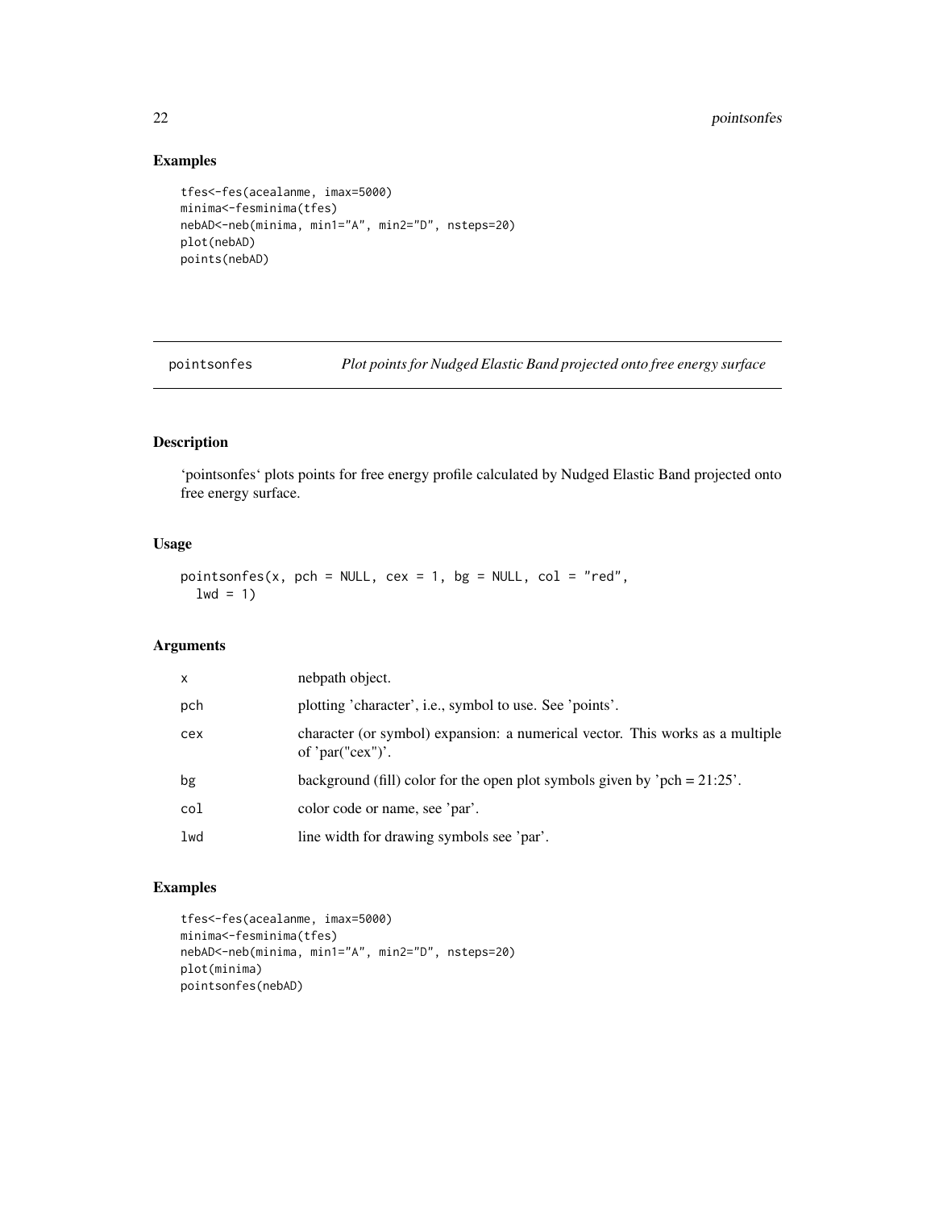## Examples

```
tfes<-fes(acealanme, imax=5000)
minima<-fesminima(tfes)
nebAD<-neb(minima, min1="A", min2="D", nsteps=20)
plot(nebAD)
points(nebAD)
```

---

`pointsonfes` *Plot points for Nudged Elastic Band projected onto free energy surface*

---

## Description

'pointsonfes' plots points for free energy profile calculated by Nudged Elastic Band projected onto free energy surface.

## Usage

```
pointsonfes(x, pch = NULL, cex = 1, bg = NULL, col = "red",
  lwd = 1)
```

## Arguments

| | |
|---|---|
| `x` | nebpath object. |
| `pch` | plotting 'character', i.e., symbol to use. See 'points'. |
| `cex` | character (or symbol) expansion: a numerical vector. This works as a multiple of 'par("cex")'. |
| `bg` | background (fill) color for the open plot symbols given by 'pch = 21:25'. |
| `col` | color code or name, see 'par'. |
| `lwd` | line width for drawing symbols see 'par'. |

## Examples

```
tfes<-fes(acealanme, imax=5000)
minima<-fesminima(tfes)
nebAD<-neb(minima, min1="A", min2="D", nsteps=20)
plot(minima)
pointsonfes(nebAD)
```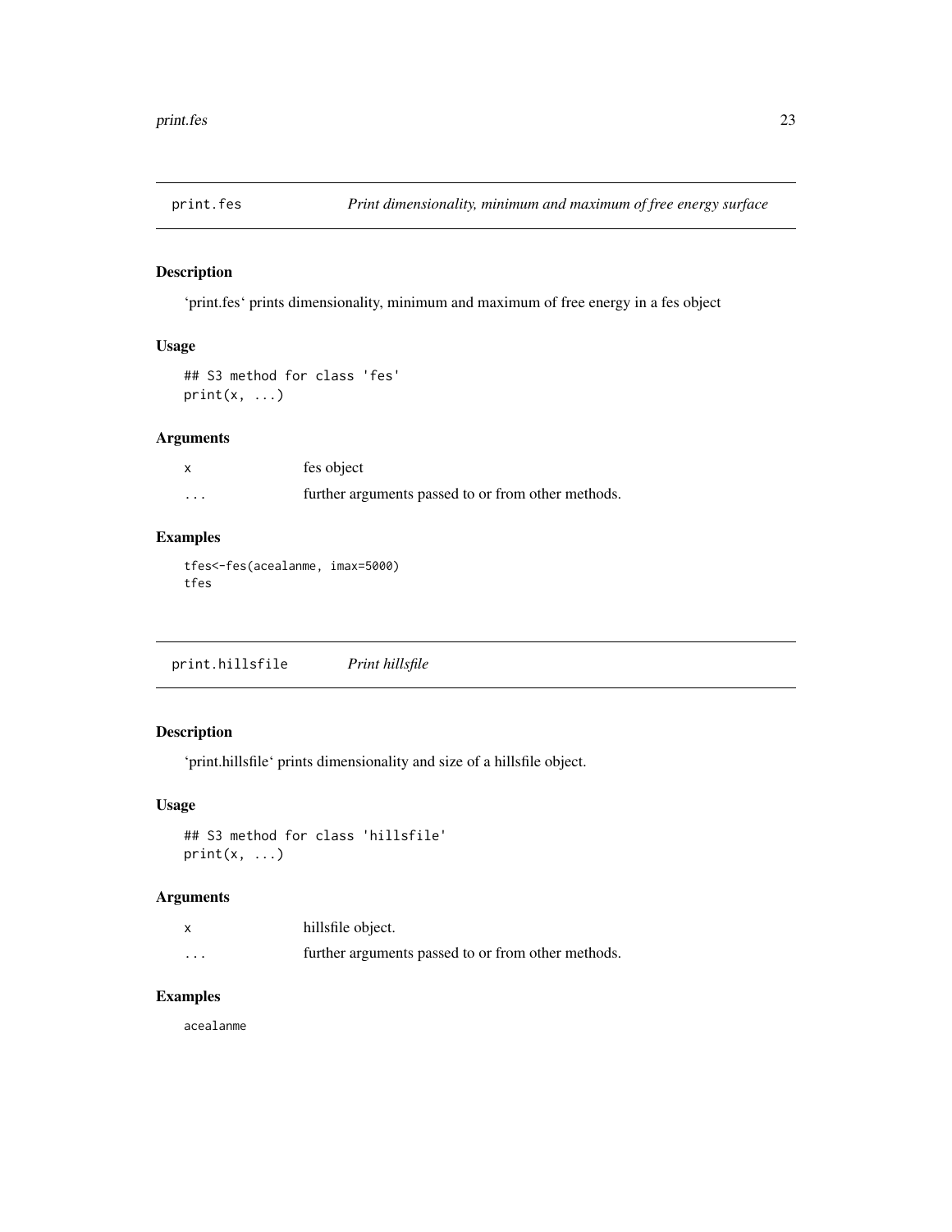## print.fes — *Print dimensionality, minimum and maximum of free energy surface*

### Description

'print.fes' prints dimensionality, minimum and maximum of free energy in a fes object

### Usage

```
## S3 method for class 'fes'
print(x, ...)
```

### Arguments

| | |
|---|---|
| `x` | fes object |
| `...` | further arguments passed to or from other methods. |

### Examples

```
tfes<-fes(acealanme, imax=5000)
tfes
```

## print.hillsfile — *Print hillsfile*

### Description

'print.hillsfile' prints dimensionality and size of a hillsfile object.

### Usage

```
## S3 method for class 'hillsfile'
print(x, ...)
```

### Arguments

| | |
|---|---|
| `x` | hillsfile object. |
| `...` | further arguments passed to or from other methods. |

### Examples

```
acealanme
```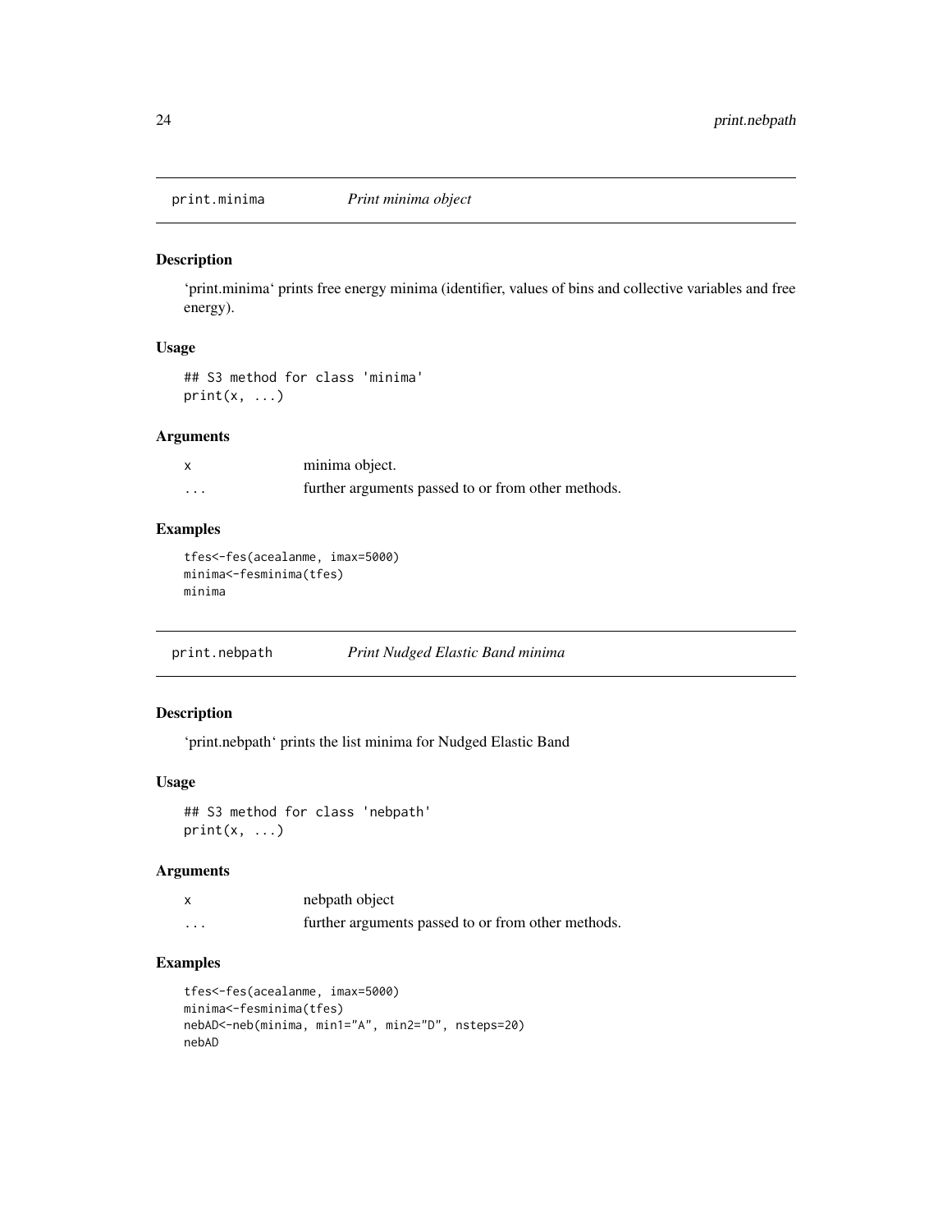## print.minima — *Print minima object*

### Description

'print.minima' prints free energy minima (identifier, values of bins and collective variables and free energy).

### Usage

```
## S3 method for class 'minima'
print(x, ...)
```

### Arguments

| | |
|---|---|
| x | minima object. |
| ... | further arguments passed to or from other methods. |

### Examples

```
tfes<-fes(acealanme, imax=5000)
minima<-fesminima(tfes)
minima
```

## print.nebpath — *Print Nudged Elastic Band minima*

### Description

'print.nebpath' prints the list minima for Nudged Elastic Band

### Usage

```
## S3 method for class 'nebpath'
print(x, ...)
```

### Arguments

| | |
|---|---|
| x | nebpath object |
| ... | further arguments passed to or from other methods. |

### Examples

```
tfes<-fes(acealanme, imax=5000)
minima<-fesminima(tfes)
nebAD<-neb(minima, min1="A", min2="D", nsteps=20)
nebAD
```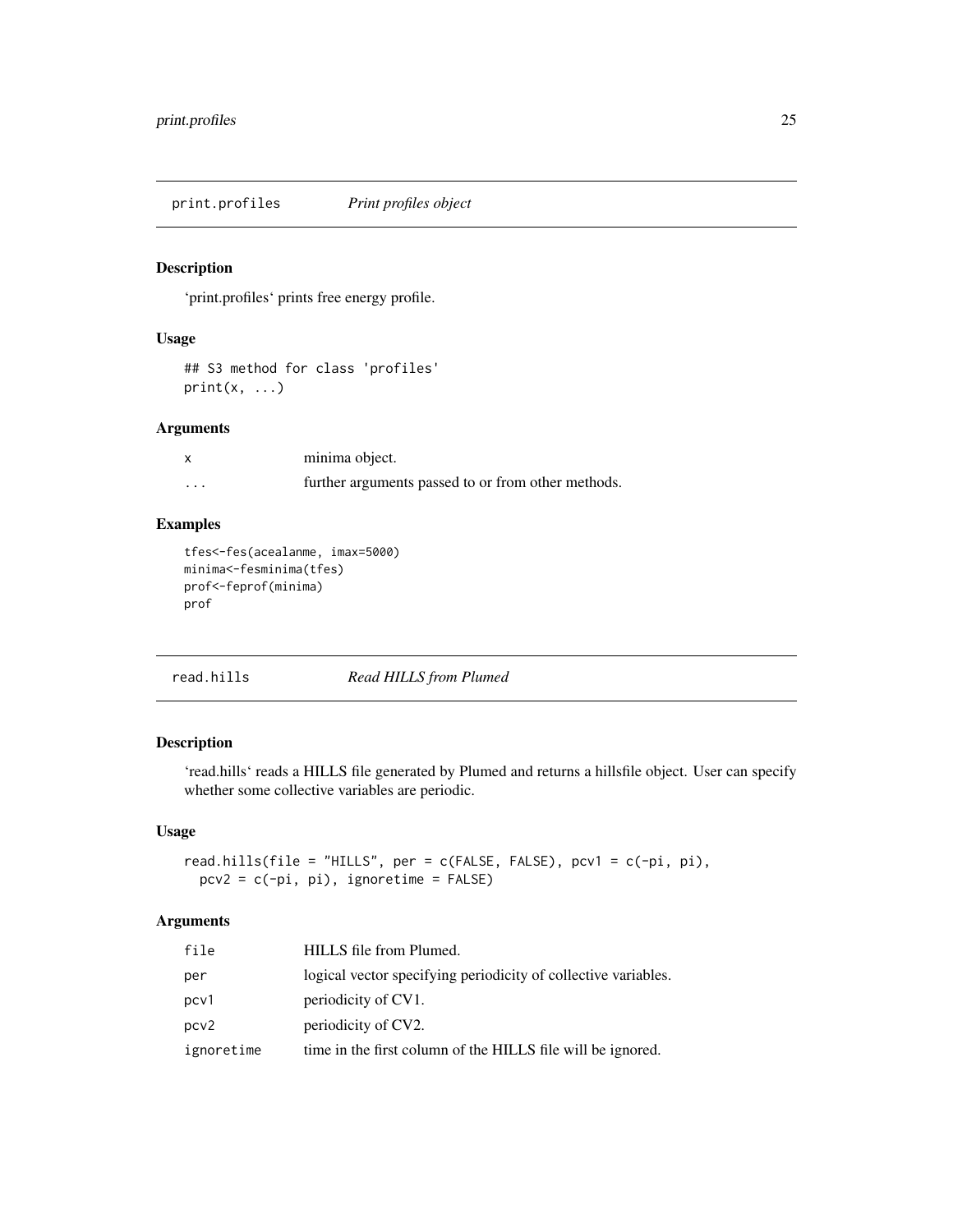## print.profiles *Print profiles object*

### Description

'print.profiles' prints free energy profile.

### Usage

```
## S3 method for class 'profiles'
print(x, ...)
```

### Arguments

| | |
|---|---|
| x | minima object. |
| ... | further arguments passed to or from other methods. |

### Examples

```
tfes<-fes(acealanme, imax=5000)
minima<-fesminima(tfes)
prof<-feprof(minima)
prof
```

## read.hills *Read HILLS from Plumed*

### Description

'read.hills' reads a HILLS file generated by Plumed and returns a hillsfile object. User can specify whether some collective variables are periodic.

### Usage

```
read.hills(file = "HILLS", per = c(FALSE, FALSE), pcv1 = c(-pi, pi),
  pcv2 = c(-pi, pi), ignoretime = FALSE)
```

### Arguments

| | |
|---|---|
| file | HILLS file from Plumed. |
| per | logical vector specifying periodicity of collective variables. |
| pcv1 | periodicity of CV1. |
| pcv2 | periodicity of CV2. |
| ignoretime | time in the first column of the HILLS file will be ignored. |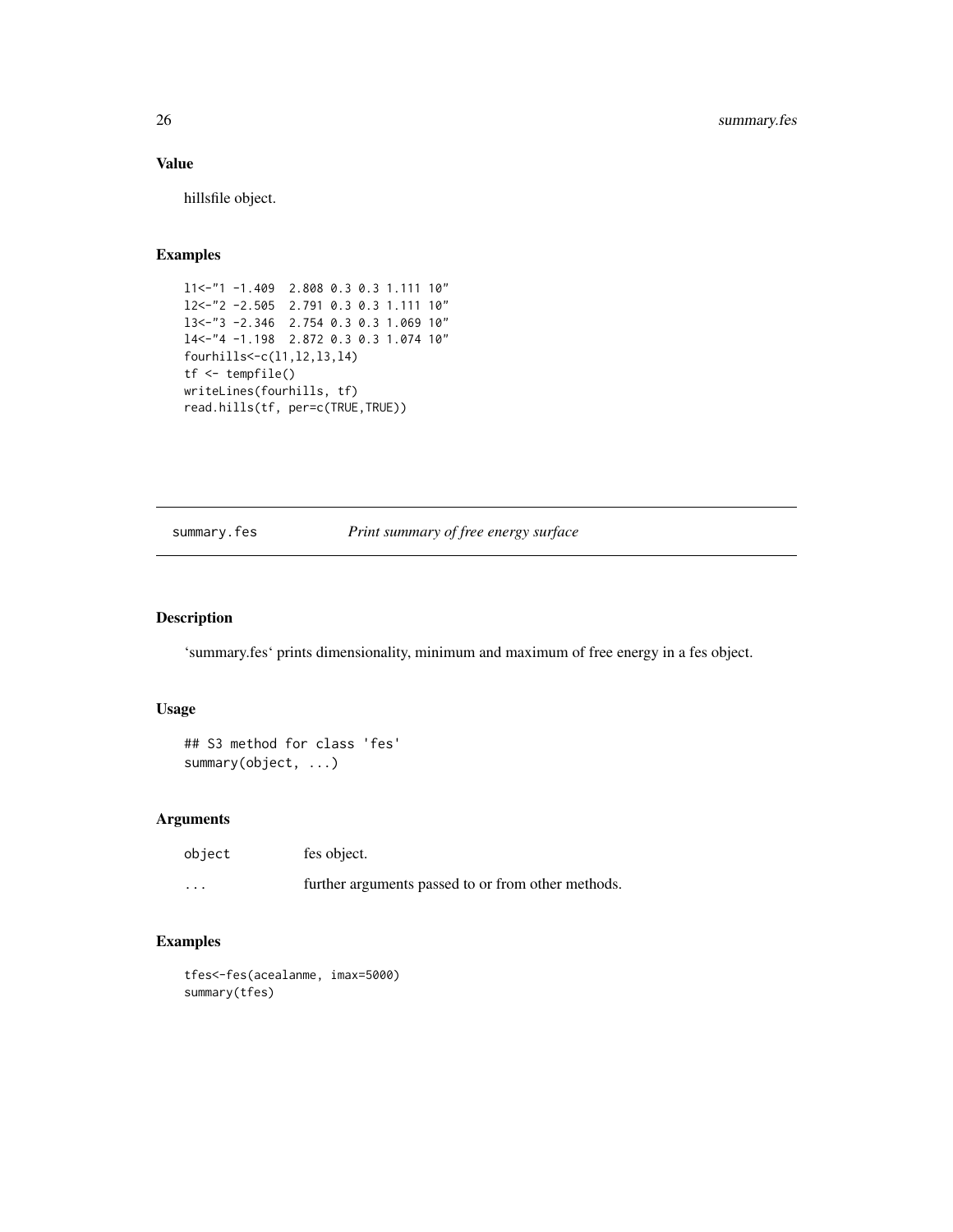### Value

hillsfile object.

### Examples

```
l1<-"1 -1.409  2.808 0.3 0.3 1.111 10"
l2<-"2 -2.505  2.791 0.3 0.3 1.111 10"
l3<-"3 -2.346  2.754 0.3 0.3 1.069 10"
l4<-"4 -1.198  2.872 0.3 0.3 1.074 10"
fourhills<-c(l1,l2,l3,l4)
tf <- tempfile()
writeLines(fourhills, tf)
read.hills(tf, per=c(TRUE,TRUE))
```

---

## summary.fes — *Print summary of free energy surface*

---

### Description

'summary.fes' prints dimensionality, minimum and maximum of free energy in a fes object.

### Usage

```
## S3 method for class 'fes'
summary(object, ...)
```

### Arguments

| | |
|---|---|
| `object` | fes object. |
| `...` | further arguments passed to or from other methods. |

### Examples

```
tfes<-fes(acealanme, imax=5000)
summary(tfes)
```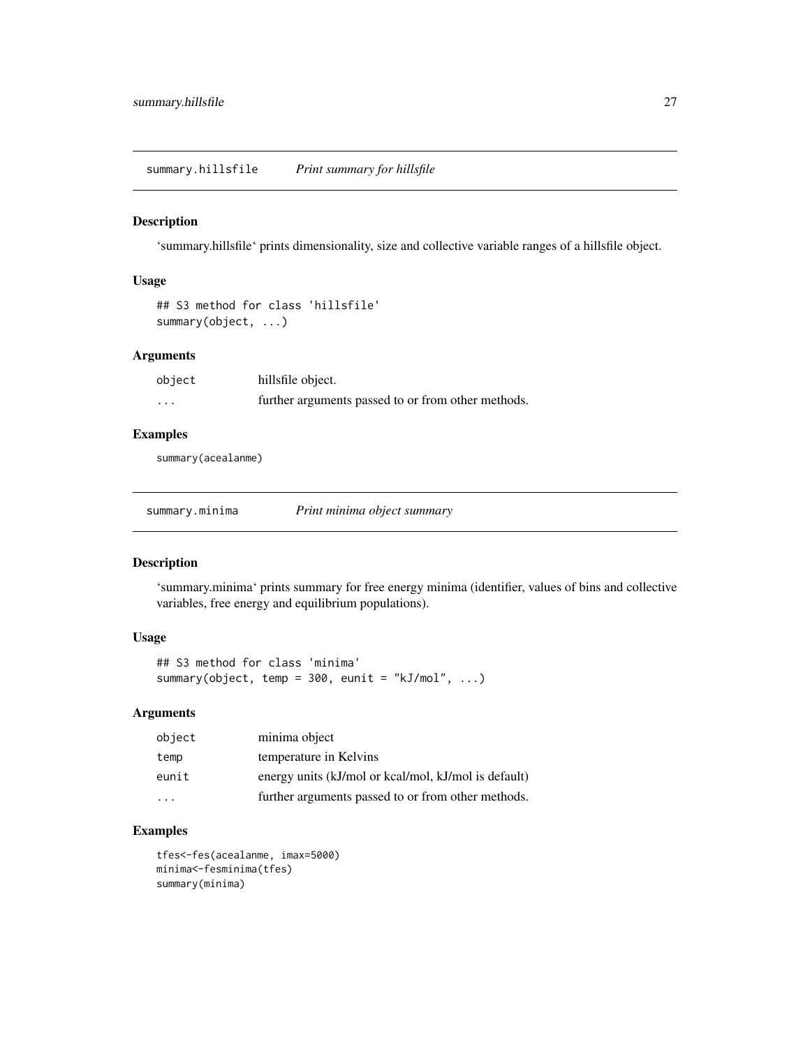## summary.hillsfile *Print summary for hillsfile*

### Description

'summary.hillsfile' prints dimensionality, size and collective variable ranges of a hillsfile object.

### Usage

```
## S3 method for class 'hillsfile'
summary(object, ...)
```

### Arguments

| | |
|---|---|
| object | hillsfile object. |
| ... | further arguments passed to or from other methods. |

### Examples

```
summary(acealanme)
```

## summary.minima *Print minima object summary*

### Description

'summary.minima' prints summary for free energy minima (identifier, values of bins and collective variables, free energy and equilibrium populations).

### Usage

```
## S3 method for class 'minima'
summary(object, temp = 300, eunit = "kJ/mol", ...)
```

### Arguments

| | |
|---|---|
| object | minima object |
| temp | temperature in Kelvins |
| eunit | energy units (kJ/mol or kcal/mol, kJ/mol is default) |
| ... | further arguments passed to or from other methods. |

### Examples

```
tfes<-fes(acealanme, imax=5000)
minima<-fesminima(tfes)
summary(minima)
```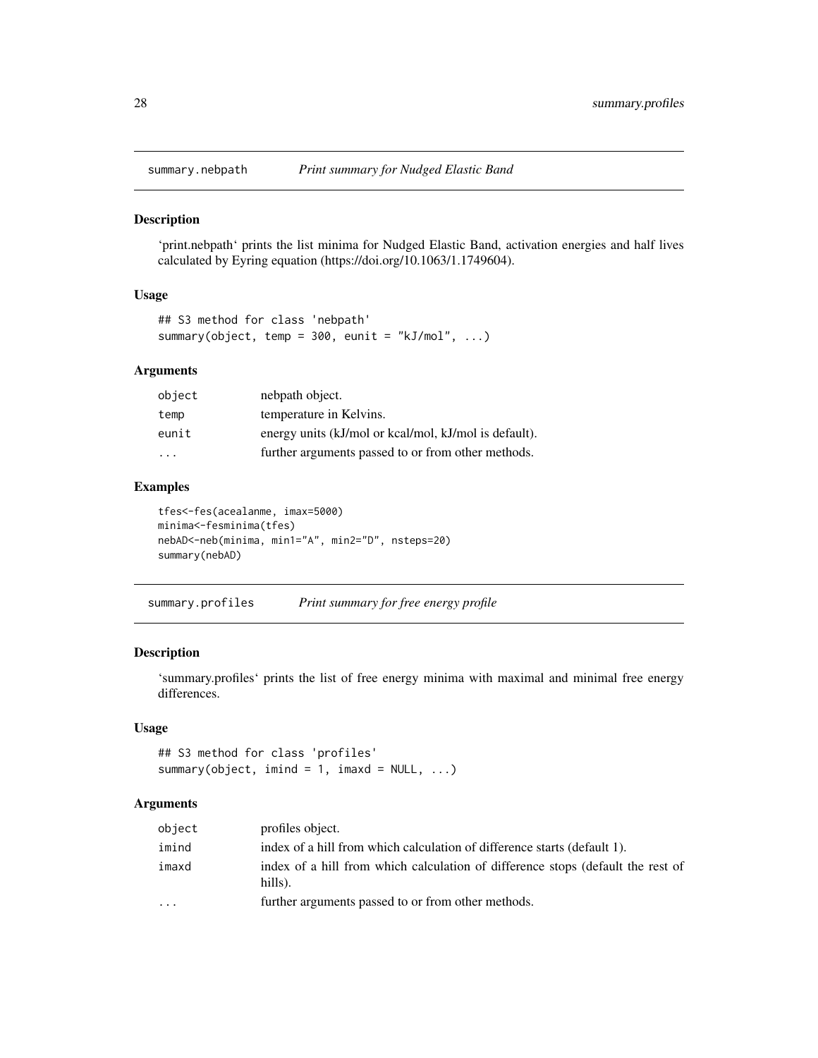## summary.nebpath *Print summary for Nudged Elastic Band*

### Description

'print.nebpath' prints the list minima for Nudged Elastic Band, activation energies and half lives calculated by Eyring equation (https://doi.org/10.1063/1.1749604).

### Usage

```
## S3 method for class 'nebpath'
summary(object, temp = 300, eunit = "kJ/mol", ...)
```

### Arguments

| | |
|---|---|
| object | nebpath object. |
| temp | temperature in Kelvins. |
| eunit | energy units (kJ/mol or kcal/mol, kJ/mol is default). |
| ... | further arguments passed to or from other methods. |

### Examples

```
tfes<-fes(acealanme, imax=5000)
minima<-fesminima(tfes)
nebAD<-neb(minima, min1="A", min2="D", nsteps=20)
summary(nebAD)
```

## summary.profiles *Print summary for free energy profile*

### Description

'summary.profiles' prints the list of free energy minima with maximal and minimal free energy differences.

### Usage

```
## S3 method for class 'profiles'
summary(object, imind = 1, imaxd = NULL, ...)
```

### Arguments

| | |
|---|---|
| object | profiles object. |
| imind | index of a hill from which calculation of difference starts (default 1). |
| imaxd | index of a hill from which calculation of difference stops (default the rest of hills). |
| ... | further arguments passed to or from other methods. |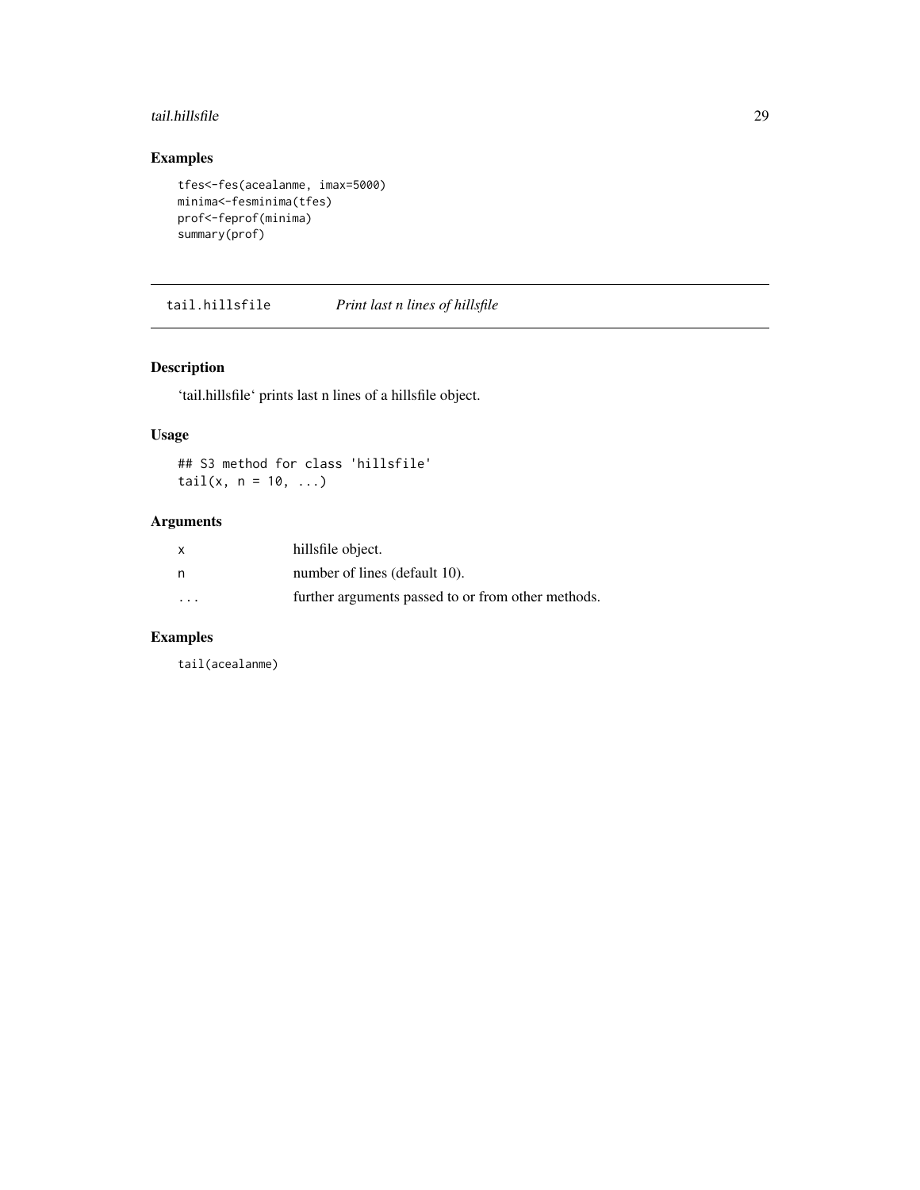## Examples

```
tfes<-fes(acealanme, imax=5000)
minima<-fesminima(tfes)
prof<-feprof(minima)
summary(prof)
```

# tail.hillsfile *Print last n lines of hillsfile*

## Description

'tail.hillsfile' prints last n lines of a hillsfile object.

## Usage

```
## S3 method for class 'hillsfile'
tail(x, n = 10, ...)
```

## Arguments

| | |
|---|---|
| x | hillsfile object. |
| n | number of lines (default 10). |
| ... | further arguments passed to or from other methods. |

## Examples

```
tail(acealanme)
```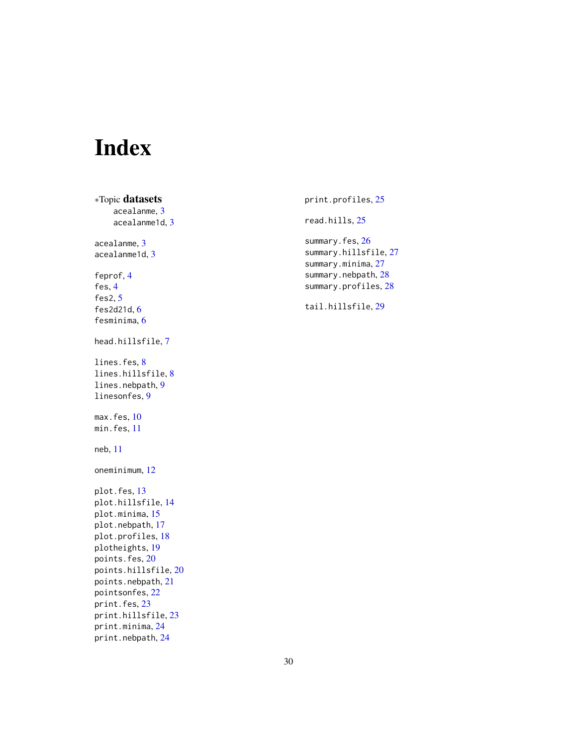# Index

*Topic **datasets**

- acealanme, 3
- acealanme1d, 3

acealanme, 3
acealanme1d, 3

feprof, 4
fes, 4
fes2, 5
fes2d21d, 6
fesminima, 6

head.hillsfile, 7

lines.fes, 8
lines.hillsfile, 8
lines.nebpath, 9
linesonfes, 9

max.fes, 10
min.fes, 11

neb, 11

oneminimum, 12

plot.fes, 13
plot.hillsfile, 14
plot.minima, 15
plot.nebpath, 17
plot.profiles, 18
plotheights, 19
points.fes, 20
points.hillsfile, 20
points.nebpath, 21
pointsonfes, 22
print.fes, 23
print.hillsfile, 23
print.minima, 24
print.nebpath, 24
print.profiles, 25

read.hills, 25

summary.fes, 26
summary.hillsfile, 27
summary.minima, 27
summary.nebpath, 28
summary.profiles, 28

tail.hillsfile, 29